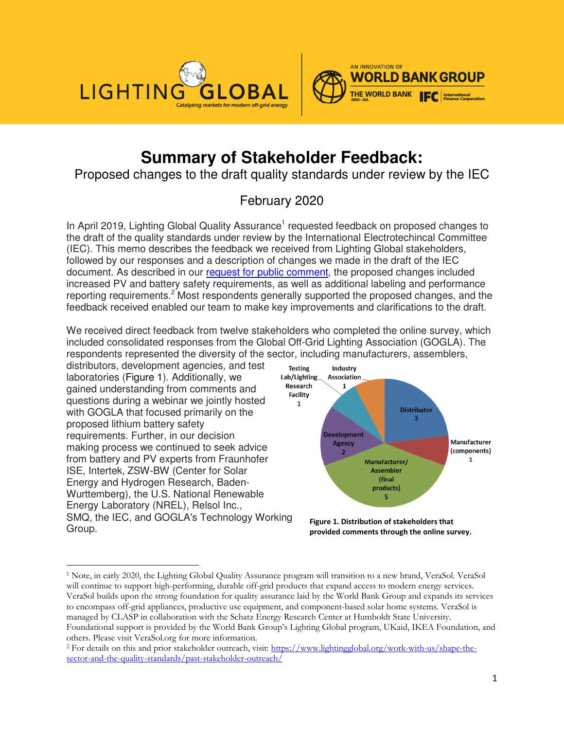LIGHTING GLOBAL

*Catalyzing markets for modern off-grid energy*

AN INNOVATION OF WORLD BANK GROUP

THE WORLD BANK IBRD • IDA | IFC International Finance Corporation

# Summary of Stakeholder Feedback:

## Proposed changes to the draft quality standards under review by the IEC

### February 2020

In April 2019, Lighting Global Quality Assurance[1] requested feedback on proposed changes to the draft of the quality standards under review by the International Electrotechincal Committee (IEC). This memo describes the feedback we received from Lighting Global stakeholders, followed by our responses and a description of changes we made in the draft of the IEC document. As described in our [request for public comment](), the proposed changes included increased PV and battery safety requirements, as well as additional labeling and performance reporting requirements.[2] Most respondents generally supported the proposed changes, and the feedback received enabled our team to make key improvements and clarifications to the draft.

We received direct feedback from twelve stakeholders who completed the online survey, which included consolidated responses from the Global Off-Grid Lighting Association (GOGLA). The respondents represented the diversity of the sector, including manufacturers, assemblers, distributors, development agencies, and test laboratories (Figure 1). Additionally, we gained understanding from comments and questions during a webinar we jointly hosted with GOGLA that focused primarily on the proposed lithium battery safety requirements. Further, in our decision making process we continued to seek advice from battery and PV experts from Fraunhofer ISE, Intertek, ZSW-BW (Center for Solar Energy and Hydrogen Research, Baden-Wurttemberg), the U.S. National Renewable Energy Laboratory (NREL), Relsol Inc., SMQ, the IEC, and GOGLA's Technology Working Group.

| Stakeholder type | Count |
|---|---|
| Distributor | 3 |
| Manufacturer (components) | 1 |
| Manufacturer/Assembler (final products) | 5 |
| Development Agency | 2 |
| Testing Lab/Lighting Research Facility | 1 |
| Industry Association | 1 |

**Figure 1. Distribution of stakeholders that provided comments through the online survey.**

---

[1] Note, in early 2020, the Lighting Global Quality Assurance program will transition to a new brand, VeraSol. VeraSol will continue to support high-performing, durable off-grid products that expand access to modern energy services. VeraSol builds upon the strong foundation for quality assurance laid by the World Bank Group and expands its services to encompass off-grid appliances, productive use equipment, and component-based solar home systems. VeraSol is managed by CLASP in collaboration with the Schatz Energy Research Center at Humboldt State University. Foundational support is provided by the World Bank Group's Lighting Global program, UKaid, IKEA Foundation, and others. Please visit VeraSol.org for more information.

[2] For details on this and prior stakeholder outreach, visit: [https://www.lightingglobal.org/work-with-us/shape-the-sector-and-the-quality-standards/past-stakeholder-outreach/](https://www.lightingglobal.org/work-with-us/shape-the-sector-and-the-quality-standards/past-stakeholder-outreach/)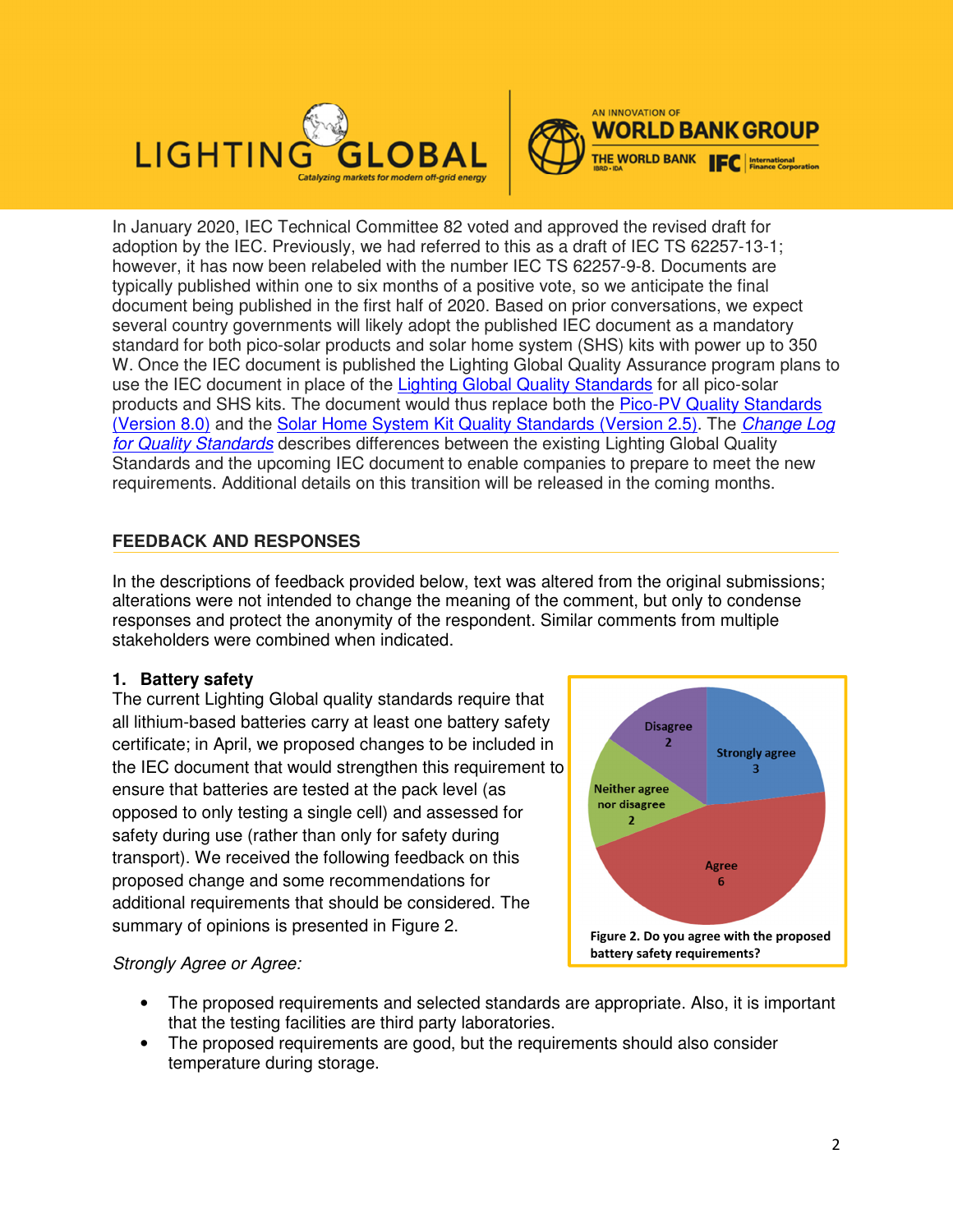In January 2020, IEC Technical Committee 82 voted and approved the revised draft for adoption by the IEC. Previously, we had referred to this as a draft of IEC TS 62257-13-1; however, it has now been relabeled with the number IEC TS 62257-9-8. Documents are typically published within one to six months of a positive vote, so we anticipate the final document being published in the first half of 2020. Based on prior conversations, we expect several country governments will likely adopt the published IEC document as a mandatory standard for both pico-solar products and solar home system (SHS) kits with power up to 350 W. Once the IEC document is published the Lighting Global Quality Assurance program plans to use the IEC document in place of the Lighting Global Quality Standards for all pico-solar products and SHS kits. The document would thus replace both the Pico-PV Quality Standards (Version 8.0) and the Solar Home System Kit Quality Standards (Version 2.5). The *Change Log for Quality Standards* describes differences between the existing Lighting Global Quality Standards and the upcoming IEC document to enable companies to prepare to meet the new requirements. Additional details on this transition will be released in the coming months.

## FEEDBACK AND RESPONSES

In the descriptions of feedback provided below, text was altered from the original submissions; alterations were not intended to change the meaning of the comment, but only to condense responses and protect the anonymity of the respondent. Similar comments from multiple stakeholders were combined when indicated.

### 1. Battery safety

The current Lighting Global quality standards require that all lithium-based batteries carry at least one battery safety certificate; in April, we proposed changes to be included in the IEC document that would strengthen this requirement to ensure that batteries are tested at the pack level (as opposed to only testing a single cell) and assessed for safety during use (rather than only for safety during transport). We received the following feedback on this proposed change and some recommendations for additional requirements that should be considered. The summary of opinions is presented in Figure 2.

| Response | Count |
|---|---|
| Strongly agree | 3 |
| Agree | 6 |
| Neither agree nor disagree | 2 |
| Disagree | 2 |

**Figure 2. Do you agree with the proposed battery safety requirements?**

*Strongly Agree or Agree:*

- The proposed requirements and selected standards are appropriate. Also, it is important that the testing facilities are third party laboratories.
- The proposed requirements are good, but the requirements should also consider temperature during storage.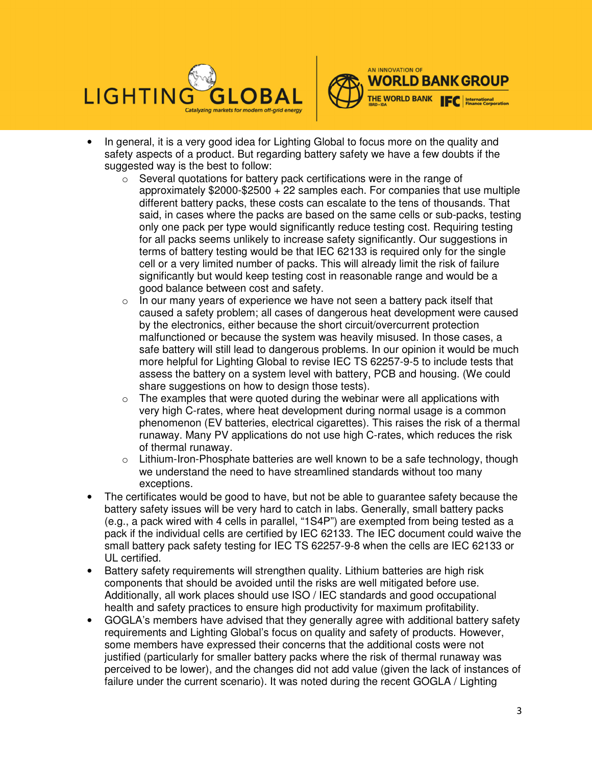- In general, it is a very good idea for Lighting Global to focus more on the quality and safety aspects of a product. But regarding battery safety we have a few doubts if the suggested way is the best to follow:
  - Several quotations for battery pack certifications were in the range of approximately $2000-$2500 + 22 samples each. For companies that use multiple different battery packs, these costs can escalate to the tens of thousands. That said, in cases where the packs are based on the same cells or sub-packs, testing only one pack per type would significantly reduce testing cost. Requiring testing for all packs seems unlikely to increase safety significantly. Our suggestions in terms of battery testing would be that IEC 62133 is required only for the single cell or a very limited number of packs. This will already limit the risk of failure significantly but would keep testing cost in reasonable range and would be a good balance between cost and safety.
  - In our many years of experience we have not seen a battery pack itself that caused a safety problem; all cases of dangerous heat development were caused by the electronics, either because the short circuit/overcurrent protection malfunctioned or because the system was heavily misused. In those cases, a safe battery will still lead to dangerous problems. In our opinion it would be much more helpful for Lighting Global to revise IEC TS 62257-9-5 to include tests that assess the battery on a system level with battery, PCB and housing. (We could share suggestions on how to design those tests).
  - The examples that were quoted during the webinar were all applications with very high C-rates, where heat development during normal usage is a common phenomenon (EV batteries, electrical cigarettes). This raises the risk of a thermal runaway. Many PV applications do not use high C-rates, which reduces the risk of thermal runaway.
  - Lithium-Iron-Phosphate batteries are well known to be a safe technology, though we understand the need to have streamlined standards without too many exceptions.
- The certificates would be good to have, but not be able to guarantee safety because the battery safety issues will be very hard to catch in labs. Generally, small battery packs (e.g., a pack wired with 4 cells in parallel, "1S4P") are exempted from being tested as a pack if the individual cells are certified by IEC 62133. The IEC document could waive the small battery pack safety testing for IEC TS 62257-9-8 when the cells are IEC 62133 or UL certified.
- Battery safety requirements will strengthen quality. Lithium batteries are high risk components that should be avoided until the risks are well mitigated before use. Additionally, all work places should use ISO / IEC standards and good occupational health and safety practices to ensure high productivity for maximum profitability.
- GOGLA's members have advised that they generally agree with additional battery safety requirements and Lighting Global's focus on quality and safety of products. However, some members have expressed their concerns that the additional costs were not justified (particularly for smaller battery packs where the risk of thermal runaway was perceived to be lower), and the changes did not add value (given the lack of instances of failure under the current scenario). It was noted during the recent GOGLA / Lighting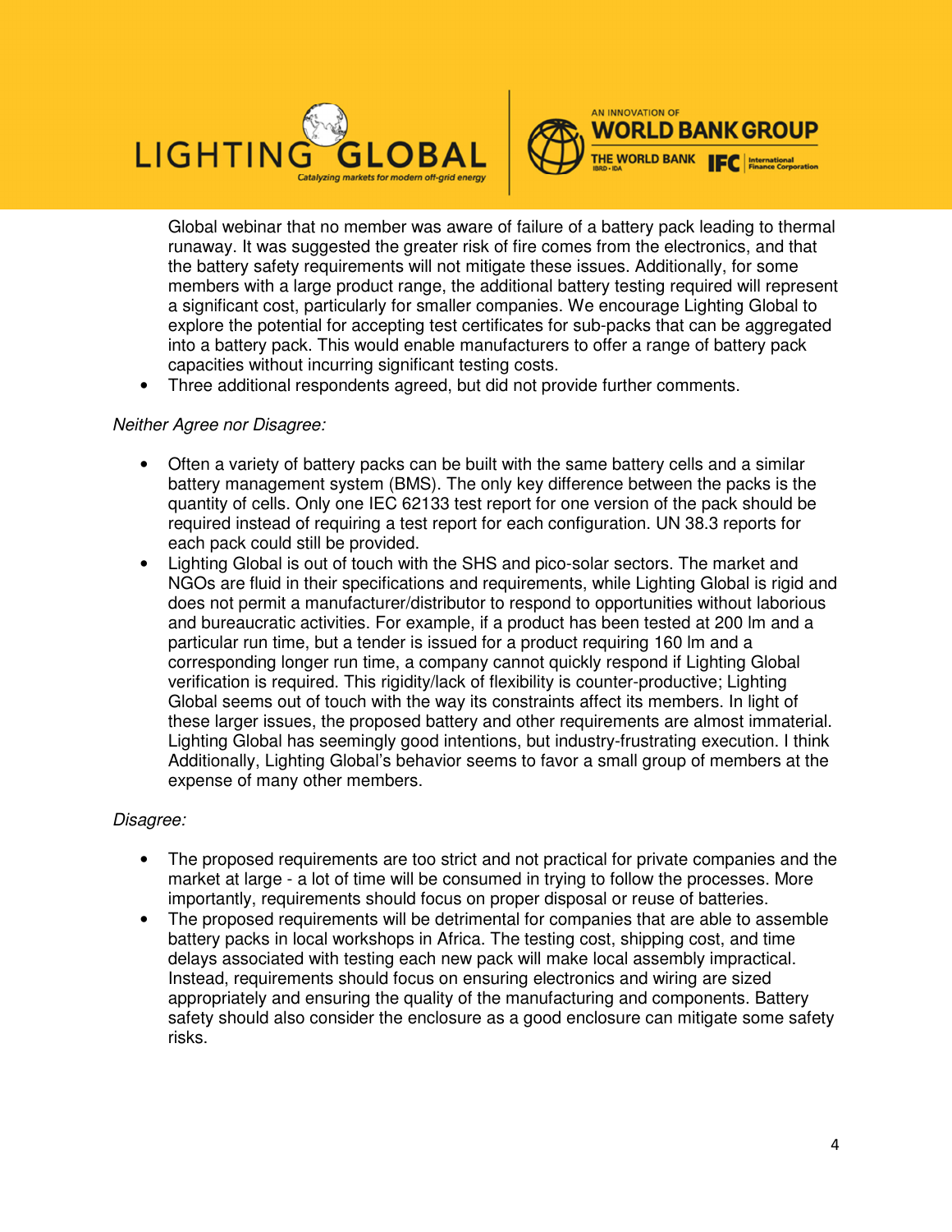Global webinar that no member was aware of failure of a battery pack leading to thermal runaway. It was suggested the greater risk of fire comes from the electronics, and that the battery safety requirements will not mitigate these issues. Additionally, for some members with a large product range, the additional battery testing required will represent a significant cost, particularly for smaller companies. We encourage Lighting Global to explore the potential for accepting test certificates for sub-packs that can be aggregated into a battery pack. This would enable manufacturers to offer a range of battery pack capacities without incurring significant testing costs.

- Three additional respondents agreed, but did not provide further comments.

*Neither Agree nor Disagree:*

- Often a variety of battery packs can be built with the same battery cells and a similar battery management system (BMS). The only key difference between the packs is the quantity of cells. Only one IEC 62133 test report for one version of the pack should be required instead of requiring a test report for each configuration. UN 38.3 reports for each pack could still be provided.
- Lighting Global is out of touch with the SHS and pico-solar sectors. The market and NGOs are fluid in their specifications and requirements, while Lighting Global is rigid and does not permit a manufacturer/distributor to respond to opportunities without laborious and bureaucratic activities. For example, if a product has been tested at 200 lm and a particular run time, but a tender is issued for a product requiring 160 lm and a corresponding longer run time, a company cannot quickly respond if Lighting Global verification is required. This rigidity/lack of flexibility is counter-productive; Lighting Global seems out of touch with the way its constraints affect its members. In light of these larger issues, the proposed battery and other requirements are almost immaterial. Lighting Global has seemingly good intentions, but industry-frustrating execution. I think Additionally, Lighting Global's behavior seems to favor a small group of members at the expense of many other members.

*Disagree:*

- The proposed requirements are too strict and not practical for private companies and the market at large - a lot of time will be consumed in trying to follow the processes. More importantly, requirements should focus on proper disposal or reuse of batteries.
- The proposed requirements will be detrimental for companies that are able to assemble battery packs in local workshops in Africa. The testing cost, shipping cost, and time delays associated with testing each new pack will make local assembly impractical. Instead, requirements should focus on ensuring electronics and wiring are sized appropriately and ensuring the quality of the manufacturing and components. Battery safety should also consider the enclosure as a good enclosure can mitigate some safety risks.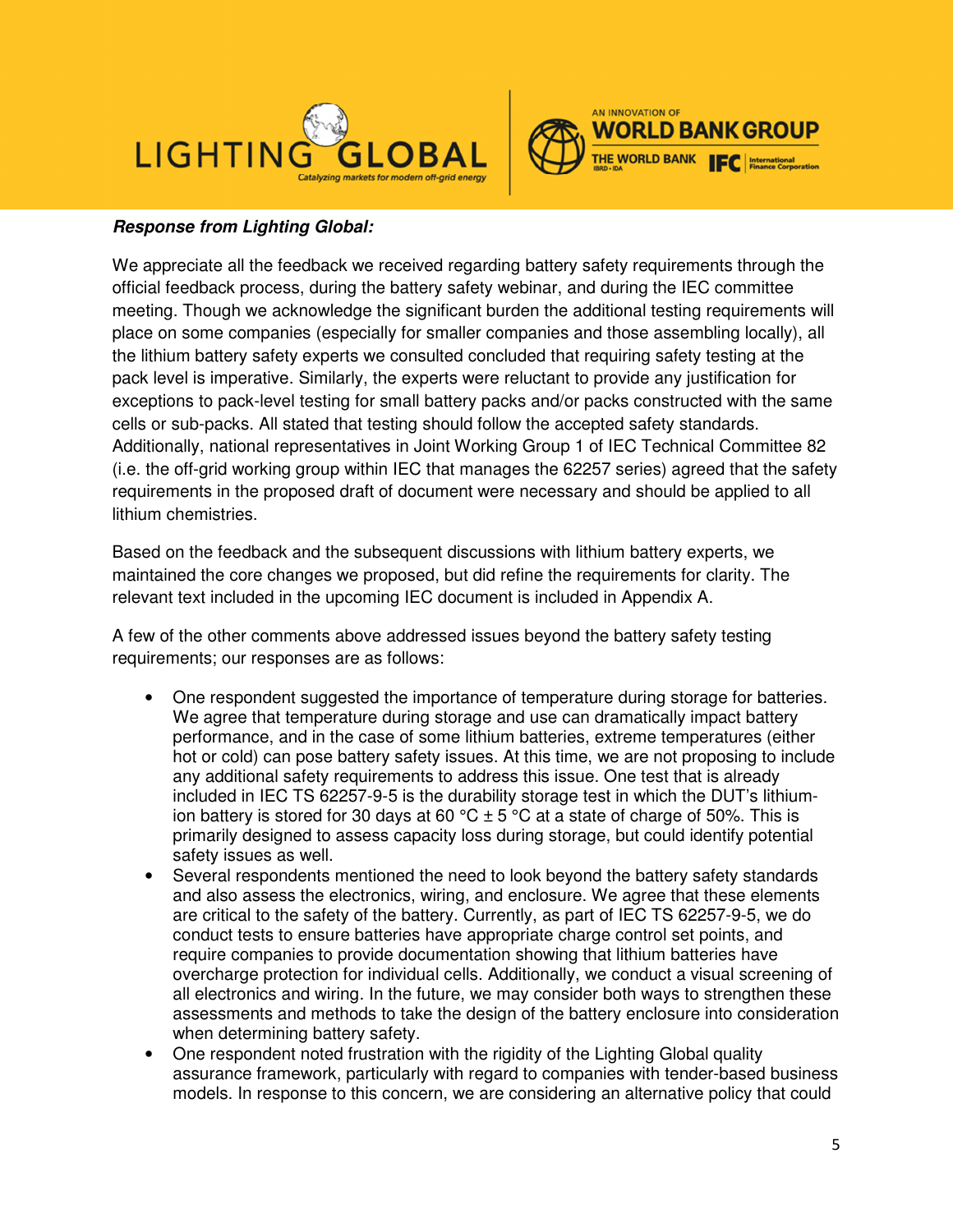***Response from Lighting Global:***

We appreciate all the feedback we received regarding battery safety requirements through the official feedback process, during the battery safety webinar, and during the IEC committee meeting. Though we acknowledge the significant burden the additional testing requirements will place on some companies (especially for smaller companies and those assembling locally), all the lithium battery safety experts we consulted concluded that requiring safety testing at the pack level is imperative. Similarly, the experts were reluctant to provide any justification for exceptions to pack-level testing for small battery packs and/or packs constructed with the same cells or sub-packs. All stated that testing should follow the accepted safety standards. Additionally, national representatives in Joint Working Group 1 of IEC Technical Committee 82 (i.e. the off-grid working group within IEC that manages the 62257 series) agreed that the safety requirements in the proposed draft of document were necessary and should be applied to all lithium chemistries.

Based on the feedback and the subsequent discussions with lithium battery experts, we maintained the core changes we proposed, but did refine the requirements for clarity. The relevant text included in the upcoming IEC document is included in Appendix A.

A few of the other comments above addressed issues beyond the battery safety testing requirements; our responses are as follows:

- One respondent suggested the importance of temperature during storage for batteries. We agree that temperature during storage and use can dramatically impact battery performance, and in the case of some lithium batteries, extreme temperatures (either hot or cold) can pose battery safety issues. At this time, we are not proposing to include any additional safety requirements to address this issue. One test that is already included in IEC TS 62257-9-5 is the durability storage test in which the DUT's lithium-ion battery is stored for 30 days at 60 °C ± 5 °C at a state of charge of 50%. This is primarily designed to assess capacity loss during storage, but could identify potential safety issues as well.
- Several respondents mentioned the need to look beyond the battery safety standards and also assess the electronics, wiring, and enclosure. We agree that these elements are critical to the safety of the battery. Currently, as part of IEC TS 62257-9-5, we do conduct tests to ensure batteries have appropriate charge control set points, and require companies to provide documentation showing that lithium batteries have overcharge protection for individual cells. Additionally, we conduct a visual screening of all electronics and wiring. In the future, we may consider both ways to strengthen these assessments and methods to take the design of the battery enclosure into consideration when determining battery safety.
- One respondent noted frustration with the rigidity of the Lighting Global quality assurance framework, particularly with regard to companies with tender-based business models. In response to this concern, we are considering an alternative policy that could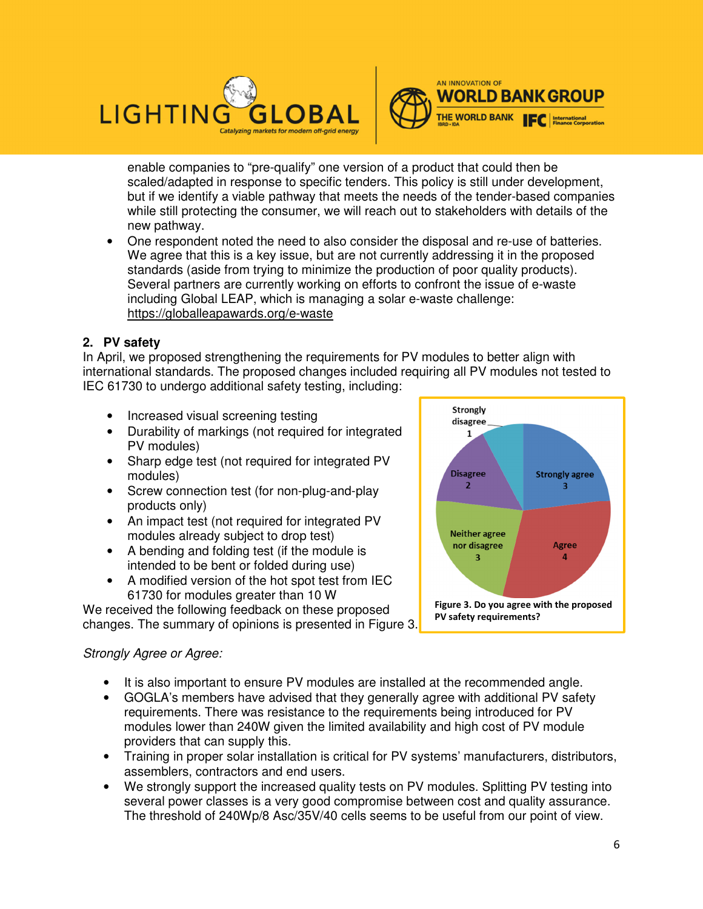enable companies to “pre-qualify” one version of a product that could then be scaled/adapted in response to specific tenders. This policy is still under development, but if we identify a viable pathway that meets the needs of the tender-based companies while still protecting the consumer, we will reach out to stakeholders with details of the new pathway.

- One respondent noted the need to also consider the disposal and re-use of batteries. We agree that this is a key issue, but are not currently addressing it in the proposed standards (aside from trying to minimize the production of poor quality products). Several partners are currently working on efforts to confront the issue of e-waste including Global LEAP, which is managing a solar e-waste challenge: https://globalleapawards.org/e-waste

## 2. PV safety

In April, we proposed strengthening the requirements for PV modules to better align with international standards. The proposed changes included requiring all PV modules not tested to IEC 61730 to undergo additional safety testing, including:

- Increased visual screening testing
- Durability of markings (not required for integrated PV modules)
- Sharp edge test (not required for integrated PV modules)
- Screw connection test (for non-plug-and-play products only)
- An impact test (not required for integrated PV modules already subject to drop test)
- A bending and folding test (if the module is intended to be bent or folded during use)
- A modified version of the hot spot test from IEC 61730 for modules greater than 10 W

We received the following feedback on these proposed changes. The summary of opinions is presented in Figure 3.

**Figure 3. Do you agree with the proposed PV safety requirements?**

*Strongly Agree or Agree:*

- It is also important to ensure PV modules are installed at the recommended angle.
- GOGLA’s members have advised that they generally agree with additional PV safety requirements. There was resistance to the requirements being introduced for PV modules lower than 240W given the limited availability and high cost of PV module providers that can supply this.
- Training in proper solar installation is critical for PV systems’ manufacturers, distributors, assemblers, contractors and end users.
- We strongly support the increased quality tests on PV modules. Splitting PV testing into several power classes is a very good compromise between cost and quality assurance. The threshold of 240Wp/8 Asc/35V/40 cells seems to be useful from our point of view.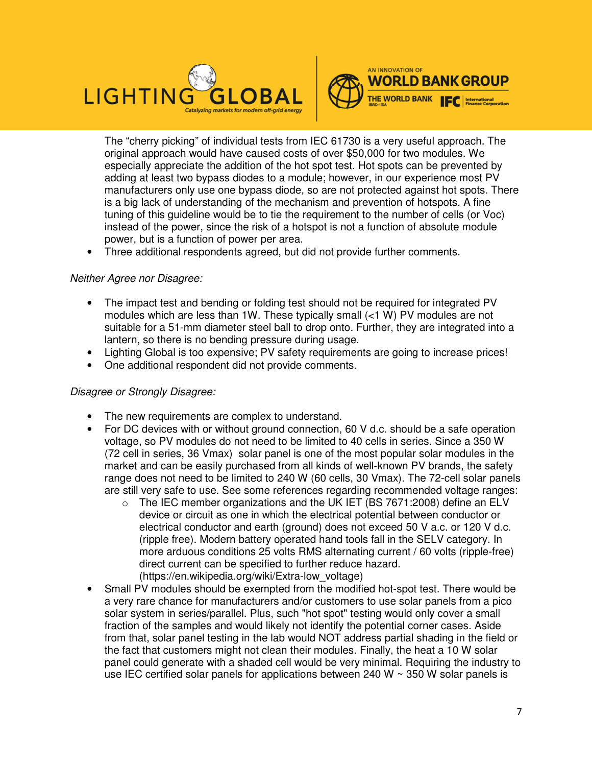The "cherry picking" of individual tests from IEC 61730 is a very useful approach. The original approach would have caused costs of over $50,000 for two modules. We especially appreciate the addition of the hot spot test. Hot spots can be prevented by adding at least two bypass diodes to a module; however, in our experience most PV manufacturers only use one bypass diode, so are not protected against hot spots. There is a big lack of understanding of the mechanism and prevention of hotspots. A fine tuning of this guideline would be to tie the requirement to the number of cells (or Voc) instead of the power, since the risk of a hotspot is not a function of absolute module power, but is a function of power per area.

- Three additional respondents agreed, but did not provide further comments.

*Neither Agree nor Disagree:*

- The impact test and bending or folding test should not be required for integrated PV modules which are less than 1W. These typically small (<1 W) PV modules are not suitable for a 51-mm diameter steel ball to drop onto. Further, they are integrated into a lantern, so there is no bending pressure during usage.
- Lighting Global is too expensive; PV safety requirements are going to increase prices!
- One additional respondent did not provide comments.

*Disagree or Strongly Disagree:*

- The new requirements are complex to understand.
- For DC devices with or without ground connection, 60 V d.c. should be a safe operation voltage, so PV modules do not need to be limited to 40 cells in series. Since a 350 W (72 cell in series, 36 Vmax) solar panel is one of the most popular solar modules in the market and can be easily purchased from all kinds of well-known PV brands, the safety range does not need to be limited to 240 W (60 cells, 30 Vmax). The 72-cell solar panels are still very safe to use. See some references regarding recommended voltage ranges:
  - The IEC member organizations and the UK IET (BS 7671:2008) define an ELV device or circuit as one in which the electrical potential between conductor or electrical conductor and earth (ground) does not exceed 50 V a.c. or 120 V d.c. (ripple free). Modern battery operated hand tools fall in the SELV category. In more arduous conditions 25 volts RMS alternating current / 60 volts (ripple-free) direct current can be specified to further reduce hazard. (https://en.wikipedia.org/wiki/Extra-low_voltage)
- Small PV modules should be exempted from the modified hot-spot test. There would be a very rare chance for manufacturers and/or customers to use solar panels from a pico solar system in series/parallel. Plus, such "hot spot" testing would only cover a small fraction of the samples and would likely not identify the potential corner cases. Aside from that, solar panel testing in the lab would NOT address partial shading in the field or the fact that customers might not clean their modules. Finally, the heat a 10 W solar panel could generate with a shaded cell would be very minimal. Requiring the industry to use IEC certified solar panels for applications between 240 W ~ 350 W solar panels is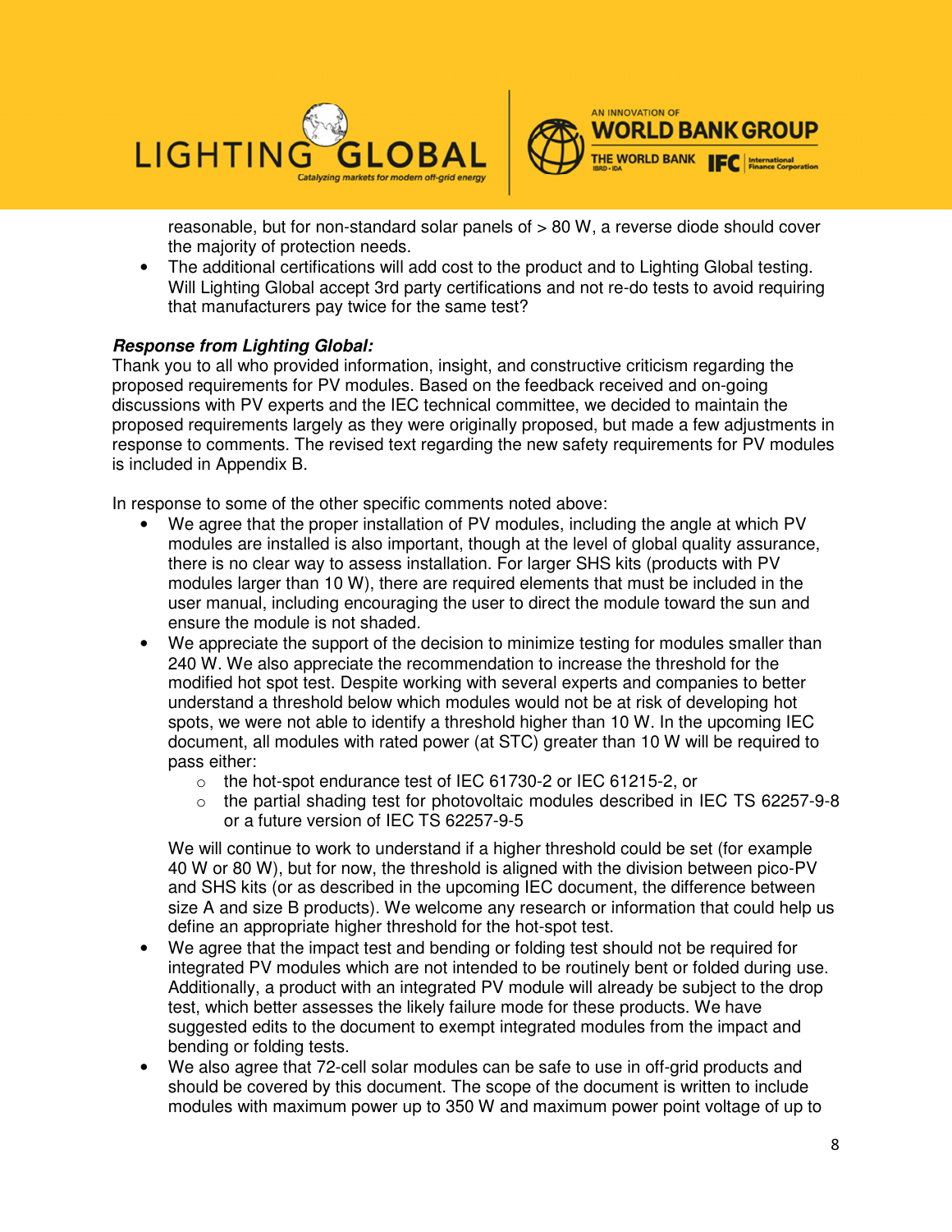reasonable, but for non-standard solar panels of > 80 W, a reverse diode should cover the majority of protection needs.

- The additional certifications will add cost to the product and to Lighting Global testing. Will Lighting Global accept 3rd party certifications and not re-do tests to avoid requiring that manufacturers pay twice for the same test?

***Response from Lighting Global:***

Thank you to all who provided information, insight, and constructive criticism regarding the proposed requirements for PV modules. Based on the feedback received and on-going discussions with PV experts and the IEC technical committee, we decided to maintain the proposed requirements largely as they were originally proposed, but made a few adjustments in response to comments. The revised text regarding the new safety requirements for PV modules is included in Appendix B.

In response to some of the other specific comments noted above:

- We agree that the proper installation of PV modules, including the angle at which PV modules are installed is also important, though at the level of global quality assurance, there is no clear way to assess installation. For larger SHS kits (products with PV modules larger than 10 W), there are required elements that must be included in the user manual, including encouraging the user to direct the module toward the sun and ensure the module is not shaded.
- We appreciate the support of the decision to minimize testing for modules smaller than 240 W. We also appreciate the recommendation to increase the threshold for the modified hot spot test. Despite working with several experts and companies to better understand a threshold below which modules would not be at risk of developing hot spots, we were not able to identify a threshold higher than 10 W. In the upcoming IEC document, all modules with rated power (at STC) greater than 10 W will be required to pass either:
    - the hot-spot endurance test of IEC 61730-2 or IEC 61215-2, or
    - the partial shading test for photovoltaic modules described in IEC TS 62257-9-8 or a future version of IEC TS 62257-9-5

  We will continue to work to understand if a higher threshold could be set (for example 40 W or 80 W), but for now, the threshold is aligned with the division between pico-PV and SHS kits (or as described in the upcoming IEC document, the difference between size A and size B products). We welcome any research or information that could help us define an appropriate higher threshold for the hot-spot test.
- We agree that the impact test and bending or folding test should not be required for integrated PV modules which are not intended to be routinely bent or folded during use. Additionally, a product with an integrated PV module will already be subject to the drop test, which better assesses the likely failure mode for these products. We have suggested edits to the document to exempt integrated modules from the impact and bending or folding tests.
- We also agree that 72-cell solar modules can be safe to use in off-grid products and should be covered by this document. The scope of the document is written to include modules with maximum power up to 350 W and maximum power point voltage of up to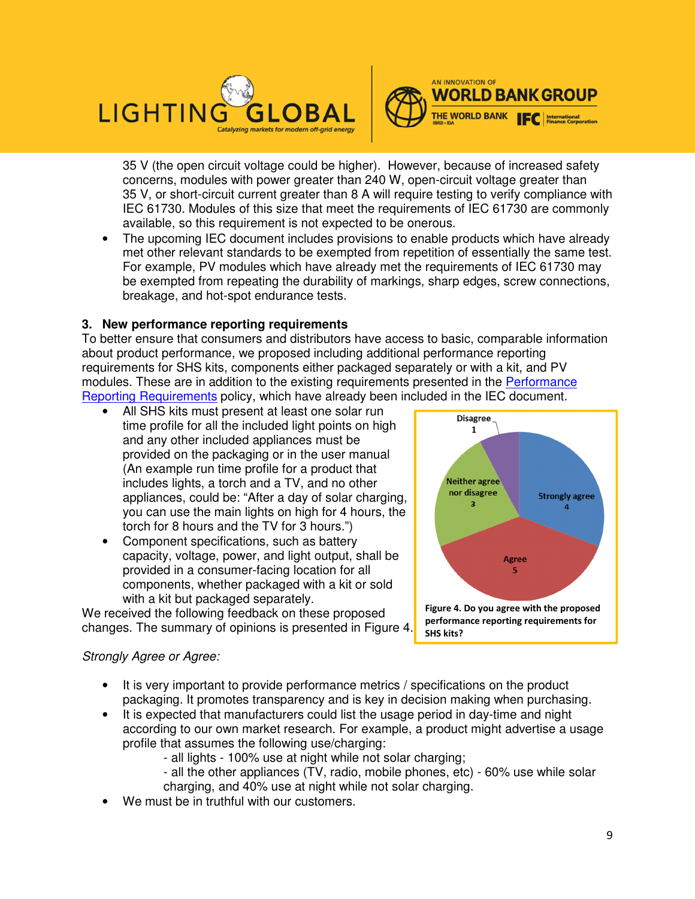35 V (the open circuit voltage could be higher). However, because of increased safety concerns, modules with power greater than 240 W, open-circuit voltage greater than 35 V, or short-circuit current greater than 8 A will require testing to verify compliance with IEC 61730. Modules of this size that meet the requirements of IEC 61730 are commonly available, so this requirement is not expected to be onerous.

- The upcoming IEC document includes provisions to enable products which have already met other relevant standards to be exempted from repetition of essentially the same test. For example, PV modules which have already met the requirements of IEC 61730 may be exempted from repeating the durability of markings, sharp edges, screw connections, breakage, and hot-spot endurance tests.

## 3. New performance reporting requirements

To better ensure that consumers and distributors have access to basic, comparable information about product performance, we proposed including additional performance reporting requirements for SHS kits, components either packaged separately or with a kit, and PV modules. These are in addition to the existing requirements presented in the Performance Reporting Requirements policy, which have already been included in the IEC document.

- All SHS kits must present at least one solar run time profile for all the included light points on high and any other included appliances must be provided on the packaging or in the user manual (An example run time profile for a product that includes lights, a torch and a TV, and no other appliances, could be: "After a day of solar charging, you can use the main lights on high for 4 hours, the torch for 8 hours and the TV for 3 hours.")
- Component specifications, such as battery capacity, voltage, power, and light output, shall be provided in a consumer-facing location for all components, whether packaged with a kit or sold with a kit but packaged separately.

We received the following feedback on these proposed changes. The summary of opinions is presented in Figure 4.

| Response | Count |
|---|---|
| Strongly agree | 4 |
| Agree | 5 |
| Neither agree nor disagree | 3 |
| Disagree | 1 |

**Figure 4. Do you agree with the proposed performance reporting requirements for SHS kits?**

*Strongly Agree or Agree:*

- It is very important to provide performance metrics / specifications on the product packaging. It promotes transparency and is key in decision making when purchasing.
- It is expected that manufacturers could list the usage period in day-time and night according to our own market research. For example, a product might advertise a usage profile that assumes the following use/charging:
  - all lights - 100% use at night while not solar charging;
  - all the other appliances (TV, radio, mobile phones, etc) - 60% use while solar charging, and 40% use at night while not solar charging.
- We must be in truthful with our customers.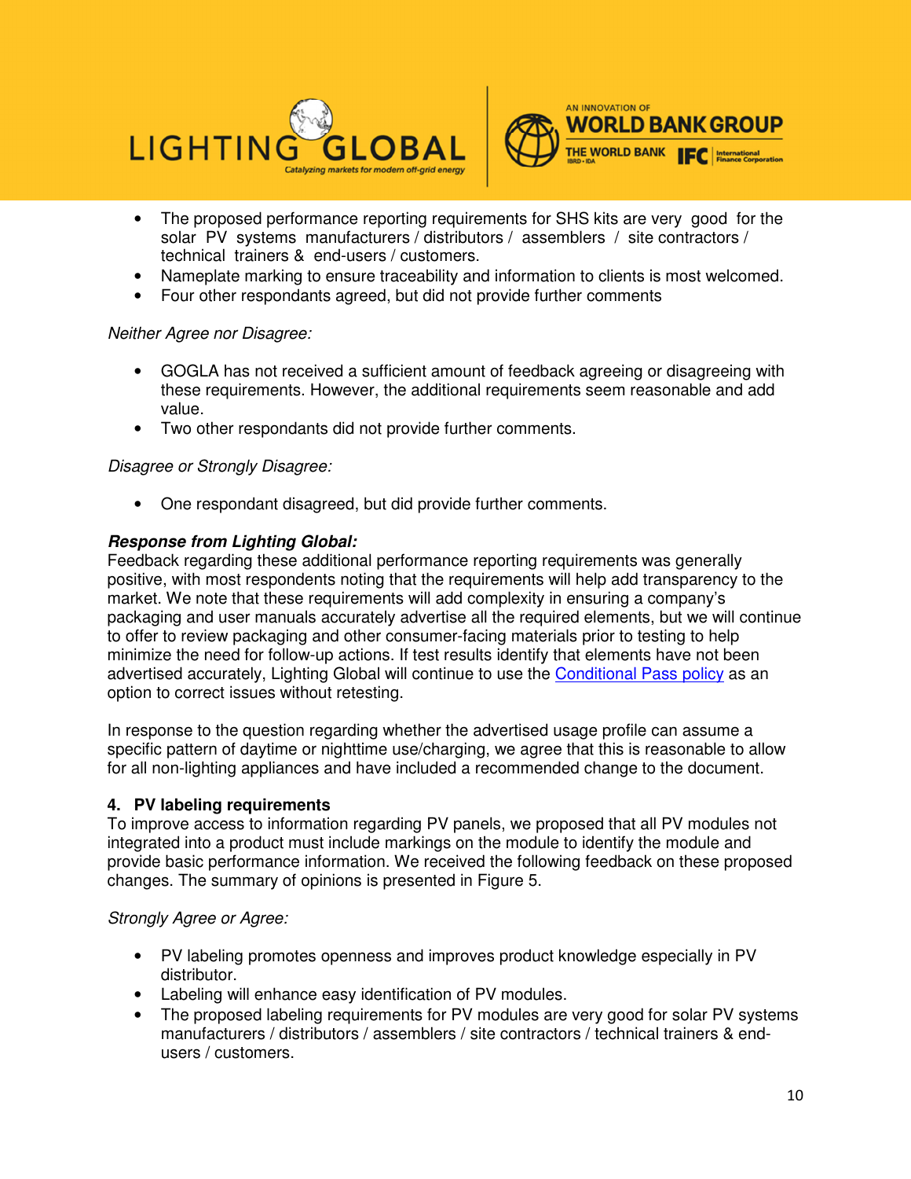- The proposed performance reporting requirements for SHS kits are very good for the solar PV systems manufacturers / distributors / assemblers / site contractors / technical trainers & end-users / customers.
- Nameplate marking to ensure traceability and information to clients is most welcomed.
- Four other respondants agreed, but did not provide further comments

*Neither Agree nor Disagree:*

- GOGLA has not received a sufficient amount of feedback agreeing or disagreeing with these requirements. However, the additional requirements seem reasonable and add value.
- Two other respondants did not provide further comments.

*Disagree or Strongly Disagree:*

- One respondant disagreed, but did provide further comments.

***Response from Lighting Global:***
Feedback regarding these additional performance reporting requirements was generally positive, with most respondents noting that the requirements will help add transparency to the market. We note that these requirements will add complexity in ensuring a company's packaging and user manuals accurately advertise all the required elements, but we will continue to offer to review packaging and other consumer-facing materials prior to testing to help minimize the need for follow-up actions. If test results identify that elements have not been advertised accurately, Lighting Global will continue to use the Conditional Pass policy as an option to correct issues without retesting.

In response to the question regarding whether the advertised usage profile can assume a specific pattern of daytime or nighttime use/charging, we agree that this is reasonable to allow for all non-lighting appliances and have included a recommended change to the document.

**4. PV labeling requirements**
To improve access to information regarding PV panels, we proposed that all PV modules not integrated into a product must include markings on the module to identify the module and provide basic performance information. We received the following feedback on these proposed changes. The summary of opinions is presented in Figure 5.

*Strongly Agree or Agree:*

- PV labeling promotes openness and improves product knowledge especially in PV distributor.
- Labeling will enhance easy identification of PV modules.
- The proposed labeling requirements for PV modules are very good for solar PV systems manufacturers / distributors / assemblers / site contractors / technical trainers & end-users / customers.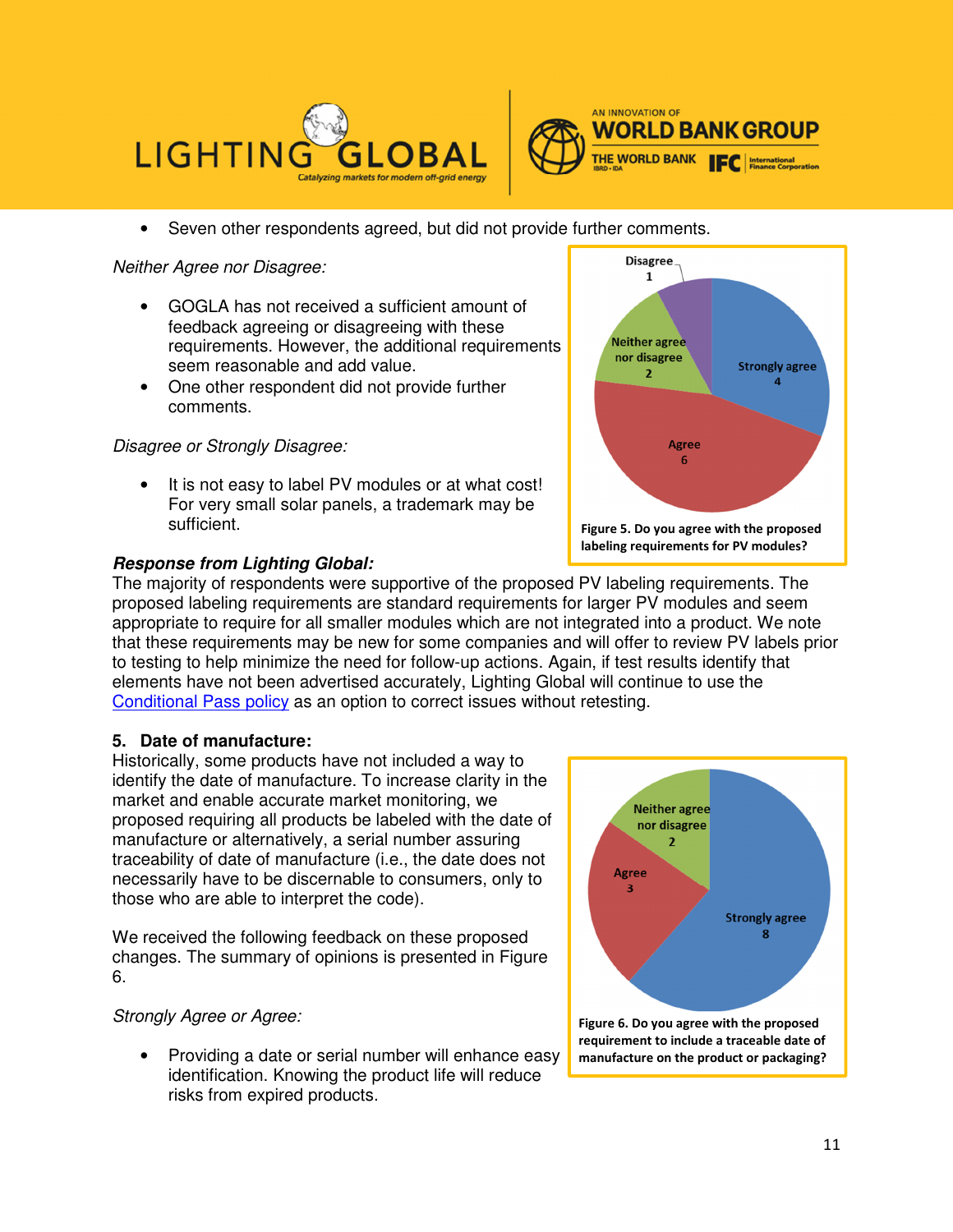- Seven other respondents agreed, but did not provide further comments.

*Neither Agree nor Disagree:*

- GOGLA has not received a sufficient amount of feedback agreeing or disagreeing with these requirements. However, the additional requirements seem reasonable and add value.
- One other respondent did not provide further comments.

*Disagree or Strongly Disagree:*

- It is not easy to label PV modules or at what cost! For very small solar panels, a trademark may be sufficient.

**Figure 5. Do you agree with the proposed labeling requirements for PV modules?**

***Response from Lighting Global:***

The majority of respondents were supportive of the proposed PV labeling requirements. The proposed labeling requirements are standard requirements for larger PV modules and seem appropriate to require for all smaller modules which are not integrated into a product. We note that these requirements may be new for some companies and will offer to review PV labels prior to testing to help minimize the need for follow-up actions. Again, if test results identify that elements have not been advertised accurately, Lighting Global will continue to use the Conditional Pass policy as an option to correct issues without retesting.

**5. Date of manufacture:**

Historically, some products have not included a way to identify the date of manufacture. To increase clarity in the market and enable accurate market monitoring, we proposed requiring all products be labeled with the date of manufacture or alternatively, a serial number assuring traceability of date of manufacture (i.e., the date does not necessarily have to be discernable to consumers, only to those who are able to interpret the code).

We received the following feedback on these proposed changes. The summary of opinions is presented in Figure 6.

**Figure 6. Do you agree with the proposed requirement to include a traceable date of manufacture on the product or packaging?**

*Strongly Agree or Agree:*

- Providing a date or serial number will enhance easy identification. Knowing the product life will reduce risks from expired products.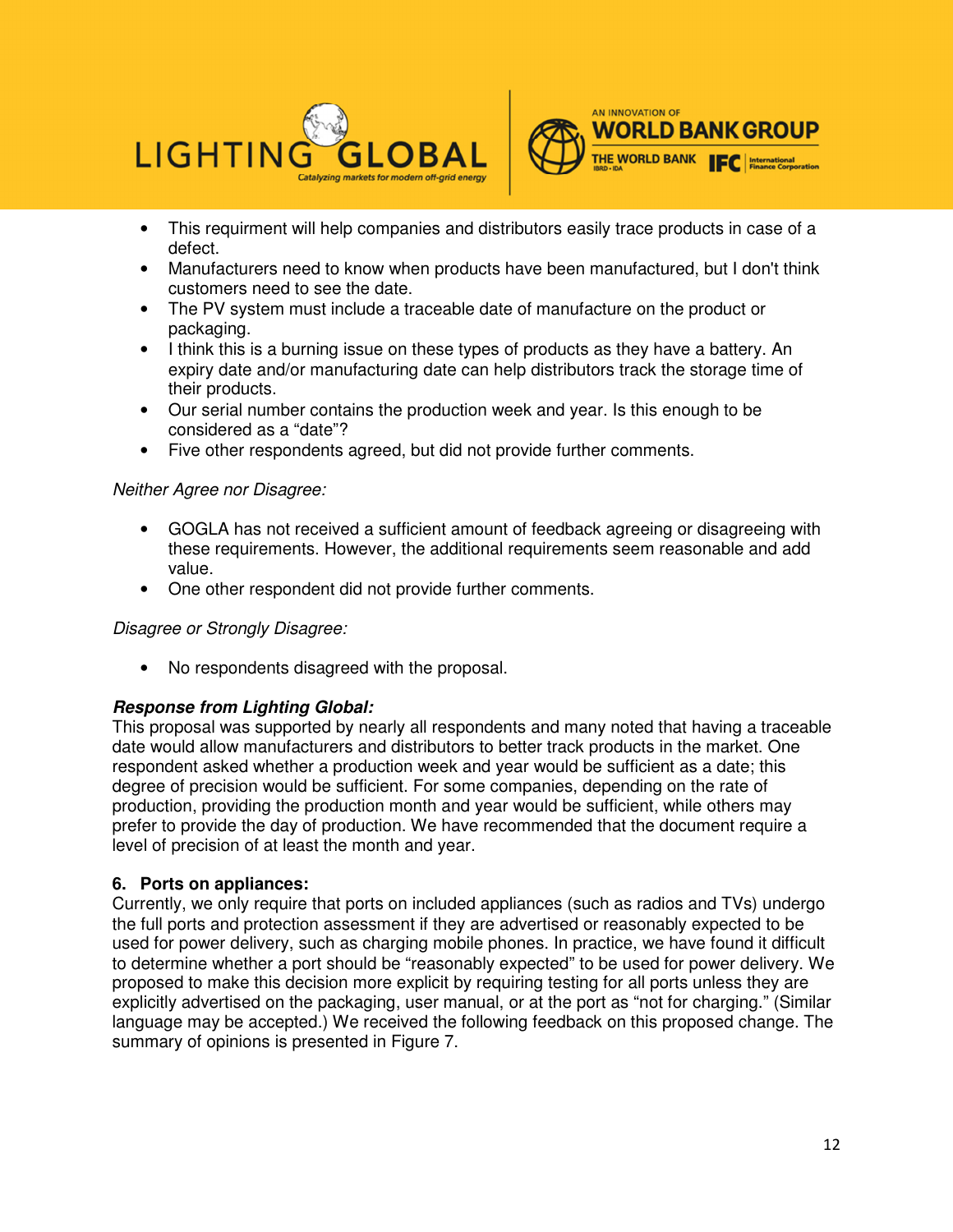- This requirment will help companies and distributors easily trace products in case of a defect.
- Manufacturers need to know when products have been manufactured, but I don't think customers need to see the date.
- The PV system must include a traceable date of manufacture on the product or packaging.
- I think this is a burning issue on these types of products as they have a battery. An expiry date and/or manufacturing date can help distributors track the storage time of their products.
- Our serial number contains the production week and year. Is this enough to be considered as a "date"?
- Five other respondents agreed, but did not provide further comments.

*Neither Agree nor Disagree:*

- GOGLA has not received a sufficient amount of feedback agreeing or disagreeing with these requirements. However, the additional requirements seem reasonable and add value.
- One other respondent did not provide further comments.

*Disagree or Strongly Disagree:*

- No respondents disagreed with the proposal.

***Response from Lighting Global:***
This proposal was supported by nearly all respondents and many noted that having a traceable date would allow manufacturers and distributors to better track products in the market. One respondent asked whether a production week and year would be sufficient as a date; this degree of precision would be sufficient. For some companies, depending on the rate of production, providing the production month and year would be sufficient, while others may prefer to provide the day of production. We have recommended that the document require a level of precision of at least the month and year.

**6. Ports on appliances:**
Currently, we only require that ports on included appliances (such as radios and TVs) undergo the full ports and protection assessment if they are advertised or reasonably expected to be used for power delivery, such as charging mobile phones. In practice, we have found it difficult to determine whether a port should be "reasonably expected" to be used for power delivery. We proposed to make this decision more explicit by requiring testing for all ports unless they are explicitly advertised on the packaging, user manual, or at the port as "not for charging." (Similar language may be accepted.) We received the following feedback on this proposed change. The summary of opinions is presented in Figure 7.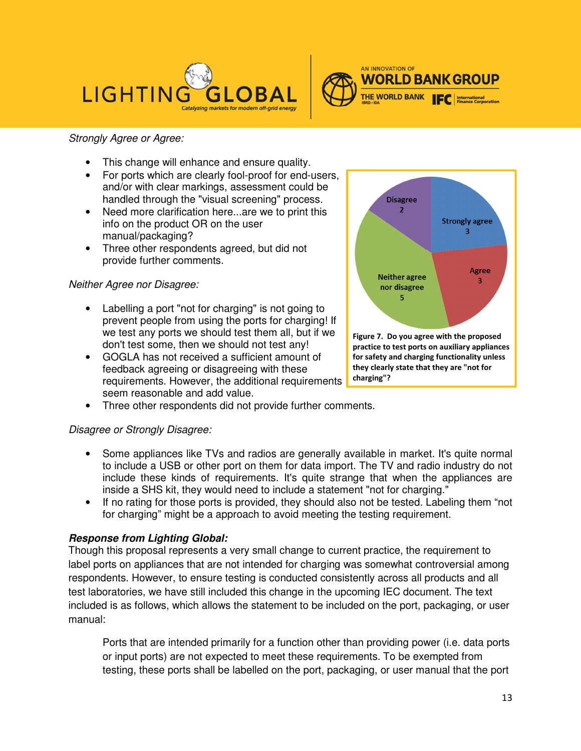*Strongly Agree or Agree:*

- This change will enhance and ensure quality.
- For ports which are clearly fool-proof for end-users, and/or with clear markings, assessment could be handled through the "visual screening" process.
- Need more clarification here...are we to print this info on the product OR on the user manual/packaging?
- Three other respondents agreed, but did not provide further comments.

*Neither Agree nor Disagree:*

- Labelling a port "not for charging" is not going to prevent people from using the ports for charging! If we test any ports we should test them all, but if we don't test some, then we should not test any!
- GOGLA has not received a sufficient amount of feedback agreeing or disagreeing with these requirements. However, the additional requirements seem reasonable and add value.
- Three other respondents did not provide further comments.

Disagree 2
Strongly agree 3
Agree 3
Neither agree nor disagree 5

**Figure 7. Do you agree with the proposed practice to test ports on auxiliary appliances for safety and charging functionality unless they clearly state that they are "not for charging"?**

*Disagree or Strongly Disagree:*

- Some appliances like TVs and radios are generally available in market. It's quite normal to include a USB or other port on them for data import. The TV and radio industry do not include these kinds of requirements. It's quite strange that when the appliances are inside a SHS kit, they would need to include a statement "not for charging."
- If no rating for those ports is provided, they should also not be tested. Labeling them "not for charging" might be a approach to avoid meeting the testing requirement.

***Response from Lighting Global:***

Though this proposal represents a very small change to current practice, the requirement to label ports on appliances that are not intended for charging was somewhat controversial among respondents. However, to ensure testing is conducted consistently across all products and all test laboratories, we have still included this change in the upcoming IEC document. The text included is as follows, which allows the statement to be included on the port, packaging, or user manual:

> Ports that are intended primarily for a function other than providing power (i.e. data ports or input ports) are not expected to meet these requirements. To be exempted from testing, these ports shall be labelled on the port, packaging, or user manual that the port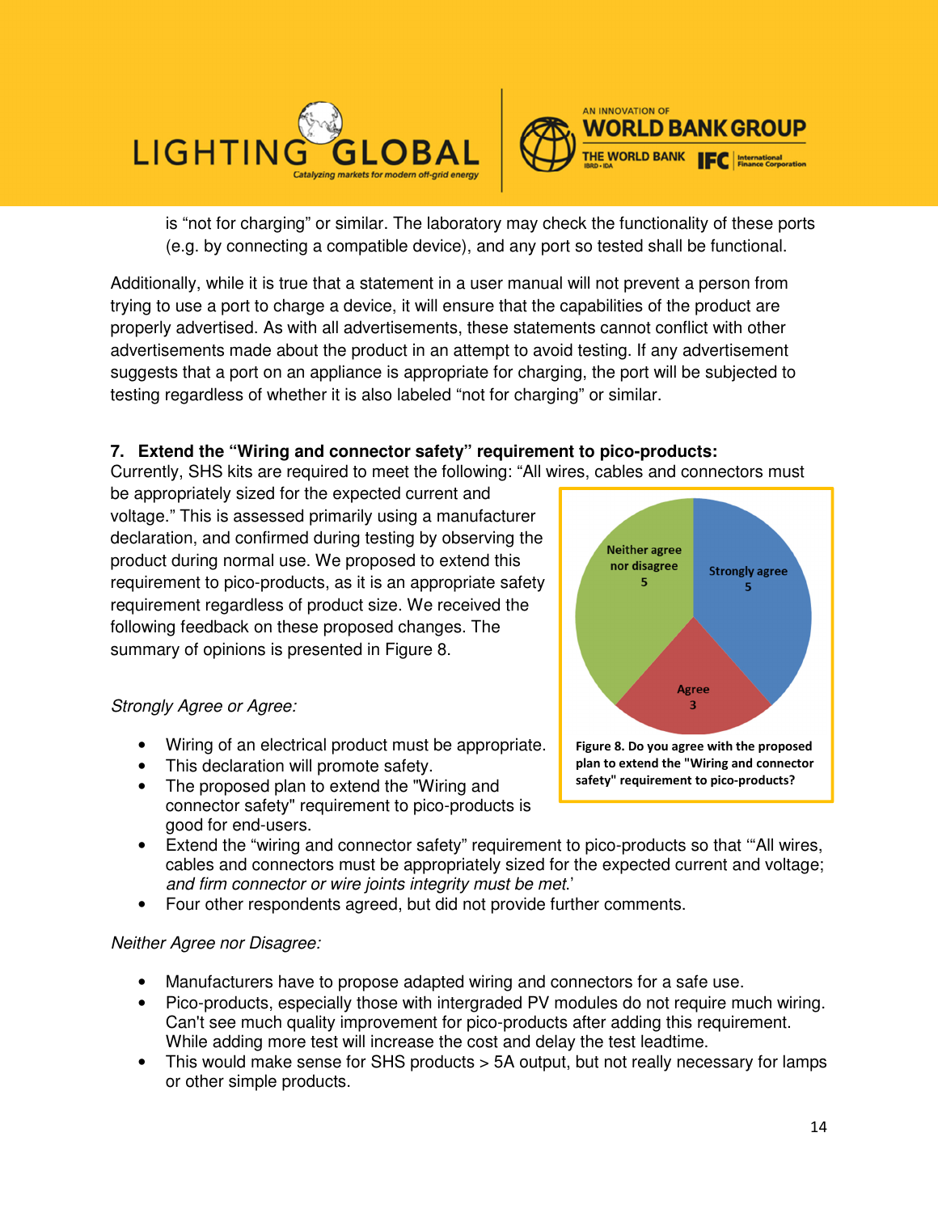is “not for charging” or similar. The laboratory may check the functionality of these ports (e.g. by connecting a compatible device), and any port so tested shall be functional.

Additionally, while it is true that a statement in a user manual will not prevent a person from trying to use a port to charge a device, it will ensure that the capabilities of the product are properly advertised. As with all advertisements, these statements cannot conflict with other advertisements made about the product in an attempt to avoid testing. If any advertisement suggests that a port on an appliance is appropriate for charging, the port will be subjected to testing regardless of whether it is also labeled “not for charging” or similar.

**7. Extend the “Wiring and connector safety” requirement to pico-products:**

Currently, SHS kits are required to meet the following: “All wires, cables and connectors must be appropriately sized for the expected current and voltage.” This is assessed primarily using a manufacturer declaration, and confirmed during testing by observing the product during normal use. We proposed to extend this requirement to pico-products, as it is an appropriate safety requirement regardless of product size. We received the following feedback on these proposed changes. The summary of opinions is presented in Figure 8.

Neither agree nor disagree 5; Strongly agree 5; Agree 3

**Figure 8. Do you agree with the proposed plan to extend the "Wiring and connector safety" requirement to pico-products?**

*Strongly Agree or Agree:*

- Wiring of an electrical product must be appropriate.
- This declaration will promote safety.
- The proposed plan to extend the "Wiring and connector safety" requirement to pico-products is good for end-users.
- Extend the “wiring and connector safety” requirement to pico-products so that ‘“All wires, cables and connectors must be appropriately sized for the expected current and voltage; *and firm connector or wire joints integrity must be met.*’
- Four other respondents agreed, but did not provide further comments.

*Neither Agree nor Disagree:*

- Manufacturers have to propose adapted wiring and connectors for a safe use.
- Pico-products, especially those with intergraded PV modules do not require much wiring. Can't see much quality improvement for pico-products after adding this requirement. While adding more test will increase the cost and delay the test leadtime.
- This would make sense for SHS products > 5A output, but not really necessary for lamps or other simple products.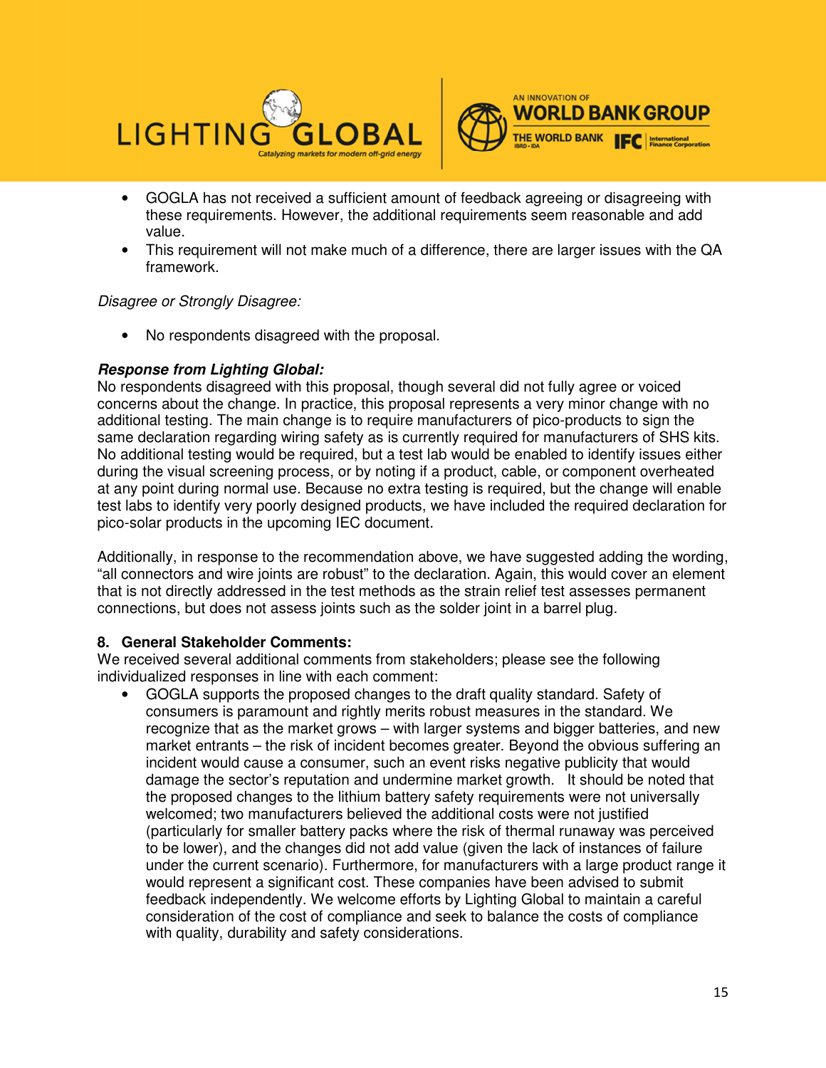- GOGLA has not received a sufficient amount of feedback agreeing or disagreeing with these requirements. However, the additional requirements seem reasonable and add value.
- This requirement will not make much of a difference, there are larger issues with the QA framework.

*Disagree or Strongly Disagree:*

- No respondents disagreed with the proposal.

***Response from Lighting Global:***
No respondents disagreed with this proposal, though several did not fully agree or voiced concerns about the change. In practice, this proposal represents a very minor change with no additional testing. The main change is to require manufacturers of pico-products to sign the same declaration regarding wiring safety as is currently required for manufacturers of SHS kits. No additional testing would be required, but a test lab would be enabled to identify issues either during the visual screening process, or by noting if a product, cable, or component overheated at any point during normal use. Because no extra testing is required, but the change will enable test labs to identify very poorly designed products, we have included the required declaration for pico-solar products in the upcoming IEC document.

Additionally, in response to the recommendation above, we have suggested adding the wording, "all connectors and wire joints are robust" to the declaration. Again, this would cover an element that is not directly addressed in the test methods as the strain relief test assesses permanent connections, but does not assess joints such as the solder joint in a barrel plug.

**8. General Stakeholder Comments:**
We received several additional comments from stakeholders; please see the following individualized responses in line with each comment:

- GOGLA supports the proposed changes to the draft quality standard. Safety of consumers is paramount and rightly merits robust measures in the standard. We recognize that as the market grows – with larger systems and bigger batteries, and new market entrants – the risk of incident becomes greater. Beyond the obvious suffering an incident would cause a consumer, such an event risks negative publicity that would damage the sector's reputation and undermine market growth. It should be noted that the proposed changes to the lithium battery safety requirements were not universally welcomed; two manufacturers believed the additional costs were not justified (particularly for smaller battery packs where the risk of thermal runaway was perceived to be lower), and the changes did not add value (given the lack of instances of failure under the current scenario). Furthermore, for manufacturers with a large product range it would represent a significant cost. These companies have been advised to submit feedback independently. We welcome efforts by Lighting Global to maintain a careful consideration of the cost of compliance and seek to balance the costs of compliance with quality, durability and safety considerations.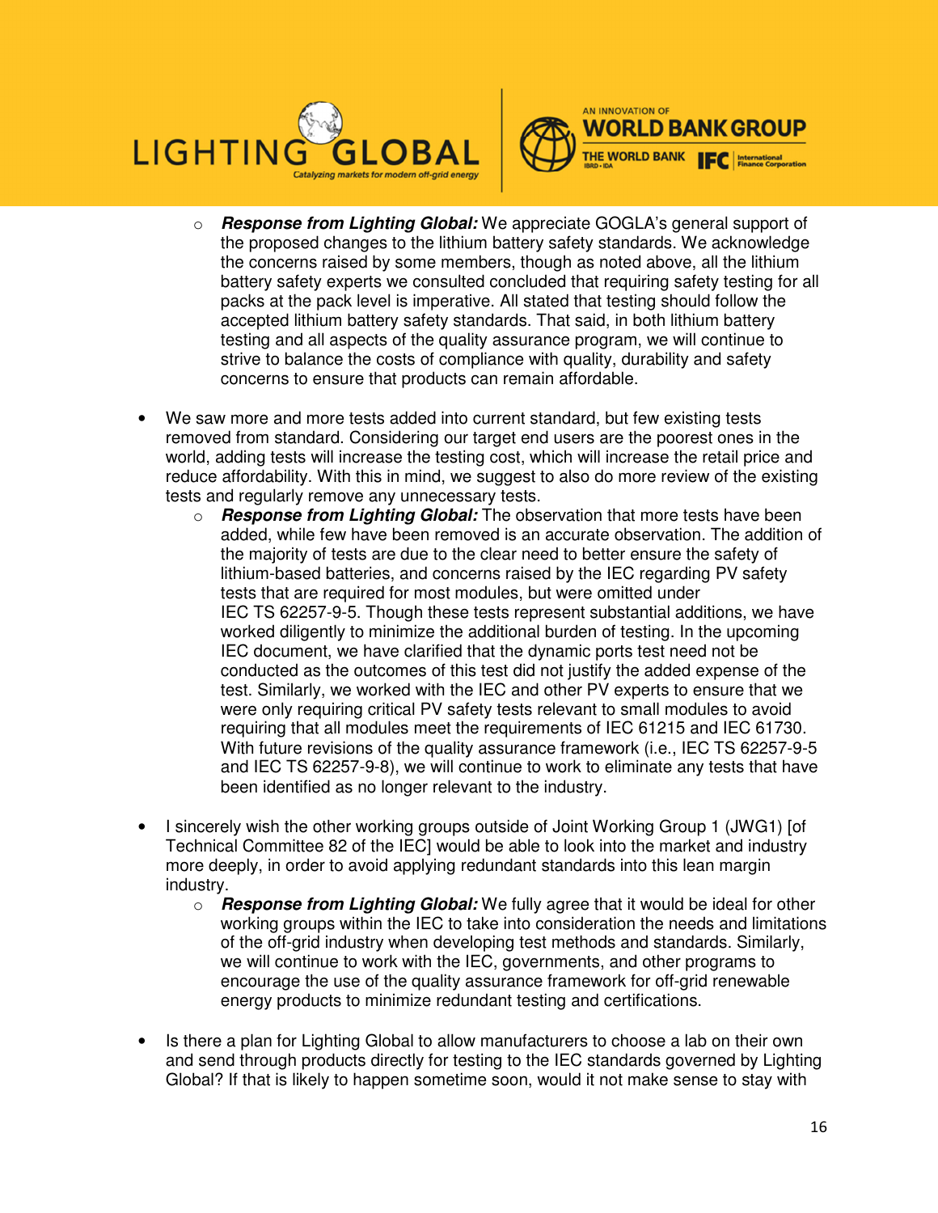- ***Response from Lighting Global:*** We appreciate GOGLA's general support of the proposed changes to the lithium battery safety standards. We acknowledge the concerns raised by some members, though as noted above, all the lithium battery safety experts we consulted concluded that requiring safety testing for all packs at the pack level is imperative. All stated that testing should follow the accepted lithium battery safety standards. That said, in both lithium battery testing and all aspects of the quality assurance program, we will continue to strive to balance the costs of compliance with quality, durability and safety concerns to ensure that products can remain affordable.

- We saw more and more tests added into current standard, but few existing tests removed from standard. Considering our target end users are the poorest ones in the world, adding tests will increase the testing cost, which will increase the retail price and reduce affordability. With this in mind, we suggest to also do more review of the existing tests and regularly remove any unnecessary tests.
  - ***Response from Lighting Global:*** The observation that more tests have been added, while few have been removed is an accurate observation. The addition of the majority of tests are due to the clear need to better ensure the safety of lithium-based batteries, and concerns raised by the IEC regarding PV safety tests that are required for most modules, but were omitted under IEC TS 62257-9-5. Though these tests represent substantial additions, we have worked diligently to minimize the additional burden of testing. In the upcoming IEC document, we have clarified that the dynamic ports test need not be conducted as the outcomes of this test did not justify the added expense of the test. Similarly, we worked with the IEC and other PV experts to ensure that we were only requiring critical PV safety tests relevant to small modules to avoid requiring that all modules meet the requirements of IEC 61215 and IEC 61730. With future revisions of the quality assurance framework (i.e., IEC TS 62257-9-5 and IEC TS 62257-9-8), we will continue to work to eliminate any tests that have been identified as no longer relevant to the industry.

- I sincerely wish the other working groups outside of Joint Working Group 1 (JWG1) [of Technical Committee 82 of the IEC] would be able to look into the market and industry more deeply, in order to avoid applying redundant standards into this lean margin industry.
  - ***Response from Lighting Global:*** We fully agree that it would be ideal for other working groups within the IEC to take into consideration the needs and limitations of the off-grid industry when developing test methods and standards. Similarly, we will continue to work with the IEC, governments, and other programs to encourage the use of the quality assurance framework for off-grid renewable energy products to minimize redundant testing and certifications.

- Is there a plan for Lighting Global to allow manufacturers to choose a lab on their own and send through products directly for testing to the IEC standards governed by Lighting Global? If that is likely to happen sometime soon, would it not make sense to stay with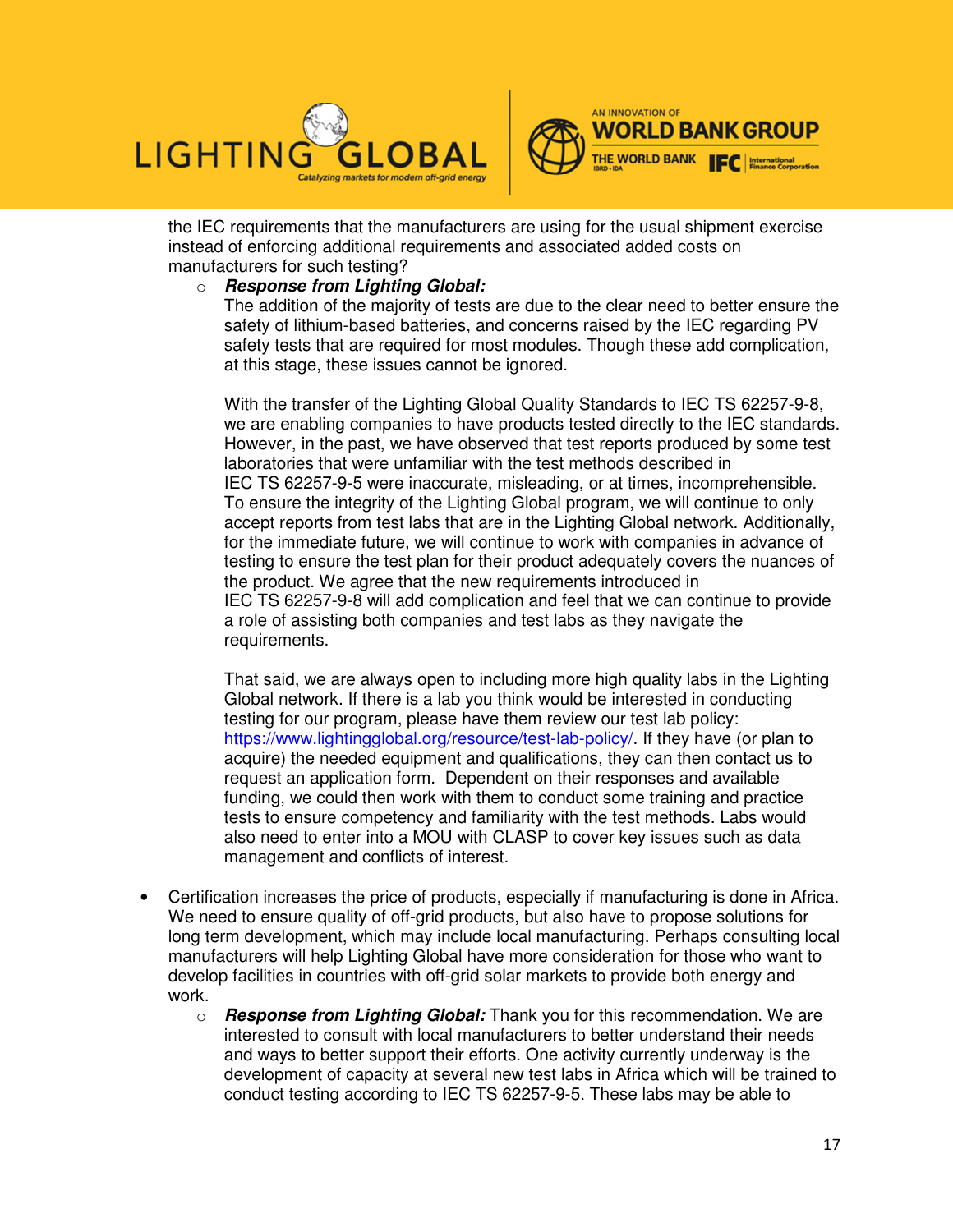the IEC requirements that the manufacturers are using for the usual shipment exercise instead of enforcing additional requirements and associated added costs on manufacturers for such testing?

  - ***Response from Lighting Global:***
    The addition of the majority of tests are due to the clear need to better ensure the safety of lithium-based batteries, and concerns raised by the IEC regarding PV safety tests that are required for most modules. Though these add complication, at this stage, these issues cannot be ignored.

    With the transfer of the Lighting Global Quality Standards to IEC TS 62257-9-8, we are enabling companies to have products tested directly to the IEC standards. However, in the past, we have observed that test reports produced by some test laboratories that were unfamiliar with the test methods described in IEC TS 62257-9-5 were inaccurate, misleading, or at times, incomprehensible. To ensure the integrity of the Lighting Global program, we will continue to only accept reports from test labs that are in the Lighting Global network. Additionally, for the immediate future, we will continue to work with companies in advance of testing to ensure the test plan for their product adequately covers the nuances of the product. We agree that the new requirements introduced in IEC TS 62257-9-8 will add complication and feel that we can continue to provide a role of assisting both companies and test labs as they navigate the requirements.

    That said, we are always open to including more high quality labs in the Lighting Global network. If there is a lab you think would be interested in conducting testing for our program, please have them review our test lab policy: https://www.lightingglobal.org/resource/test-lab-policy/. If they have (or plan to acquire) the needed equipment and qualifications, they can then contact us to request an application form. Dependent on their responses and available funding, we could then work with them to conduct some training and practice tests to ensure competency and familiarity with the test methods. Labs would also need to enter into a MOU with CLASP to cover key issues such as data management and conflicts of interest.

- Certification increases the price of products, especially if manufacturing is done in Africa. We need to ensure quality of off-grid products, but also have to propose solutions for long term development, which may include local manufacturing. Perhaps consulting local manufacturers will help Lighting Global have more consideration for those who want to develop facilities in countries with off-grid solar markets to provide both energy and work.
  - ***Response from Lighting Global:*** Thank you for this recommendation. We are interested to consult with local manufacturers to better understand their needs and ways to better support their efforts. One activity currently underway is the development of capacity at several new test labs in Africa which will be trained to conduct testing according to IEC TS 62257-9-5. These labs may be able to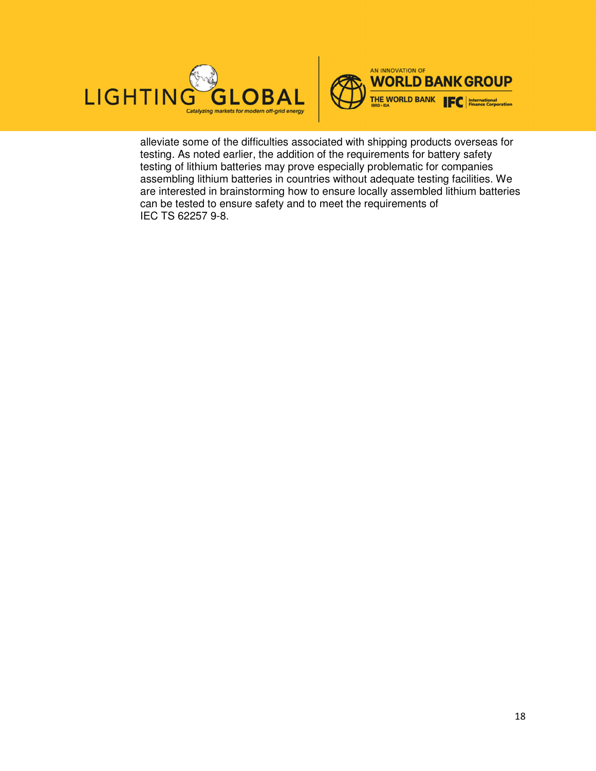alleviate some of the difficulties associated with shipping products overseas for testing. As noted earlier, the addition of the requirements for battery safety testing of lithium batteries may prove especially problematic for companies assembling lithium batteries in countries without adequate testing facilities. We are interested in brainstorming how to ensure locally assembled lithium batteries can be tested to ensure safety and to meet the requirements of IEC TS 62257 9-8.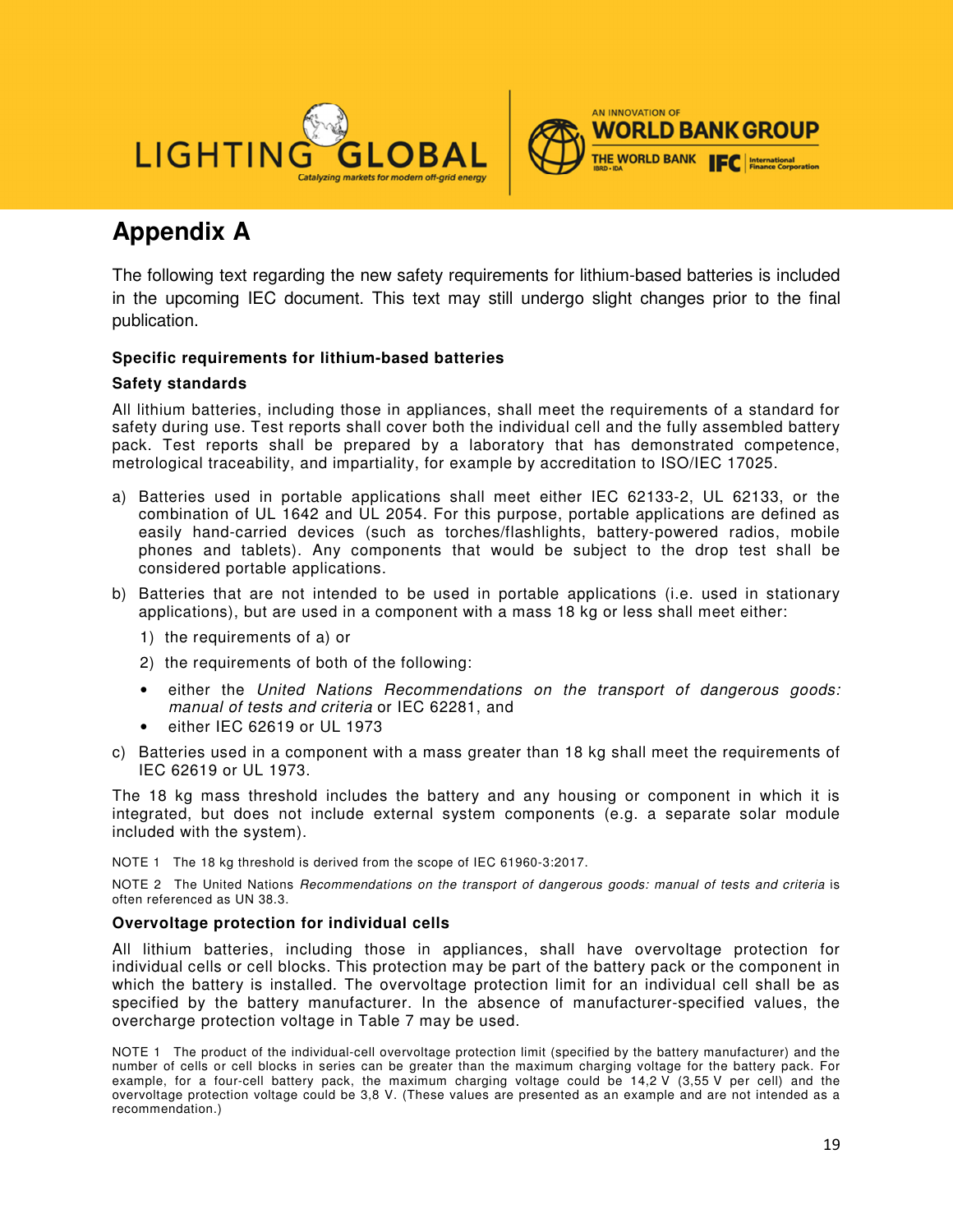# Appendix A

The following text regarding the new safety requirements for lithium-based batteries is included in the upcoming IEC document. This text may still undergo slight changes prior to the final publication.

**Specific requirements for lithium-based batteries**

**Safety standards**

All lithium batteries, including those in appliances, shall meet the requirements of a standard for safety during use. Test reports shall cover both the individual cell and the fully assembled battery pack. Test reports shall be prepared by a laboratory that has demonstrated competence, metrological traceability, and impartiality, for example by accreditation to ISO/IEC 17025.

a) Batteries used in portable applications shall meet either IEC 62133-2, UL 62133, or the combination of UL 1642 and UL 2054. For this purpose, portable applications are defined as easily hand-carried devices (such as torches/flashlights, battery-powered radios, mobile phones and tablets). Any components that would be subject to the drop test shall be considered portable applications.

b) Batteries that are not intended to be used in portable applications (i.e. used in stationary applications), but are used in a component with a mass 18 kg or less shall meet either:

   1) the requirements of a) or

   2) the requirements of both of the following:

   - either the *United Nations Recommendations on the transport of dangerous goods: manual of tests and criteria* or IEC 62281, and
   - either IEC 62619 or UL 1973

c) Batteries used in a component with a mass greater than 18 kg shall meet the requirements of IEC 62619 or UL 1973.

The 18 kg mass threshold includes the battery and any housing or component in which it is integrated, but does not include external system components (e.g. a separate solar module included with the system).

NOTE 1 The 18 kg threshold is derived from the scope of IEC 61960-3:2017.

NOTE 2 The United Nations *Recommendations on the transport of dangerous goods: manual of tests and criteria* is often referenced as UN 38.3.

**Overvoltage protection for individual cells**

All lithium batteries, including those in appliances, shall have overvoltage protection for individual cells or cell blocks. This protection may be part of the battery pack or the component in which the battery is installed. The overvoltage protection limit for an individual cell shall be as specified by the battery manufacturer. In the absence of manufacturer-specified values, the overcharge protection voltage in Table 7 may be used.

NOTE 1 The product of the individual-cell overvoltage protection limit (specified by the battery manufacturer) and the number of cells or cell blocks in series can be greater than the maximum charging voltage for the battery pack. For example, for a four-cell battery pack, the maximum charging voltage could be 14,2 V (3,55 V per cell) and the overvoltage protection voltage could be 3,8 V. (These values are presented as an example and are not intended as a recommendation.)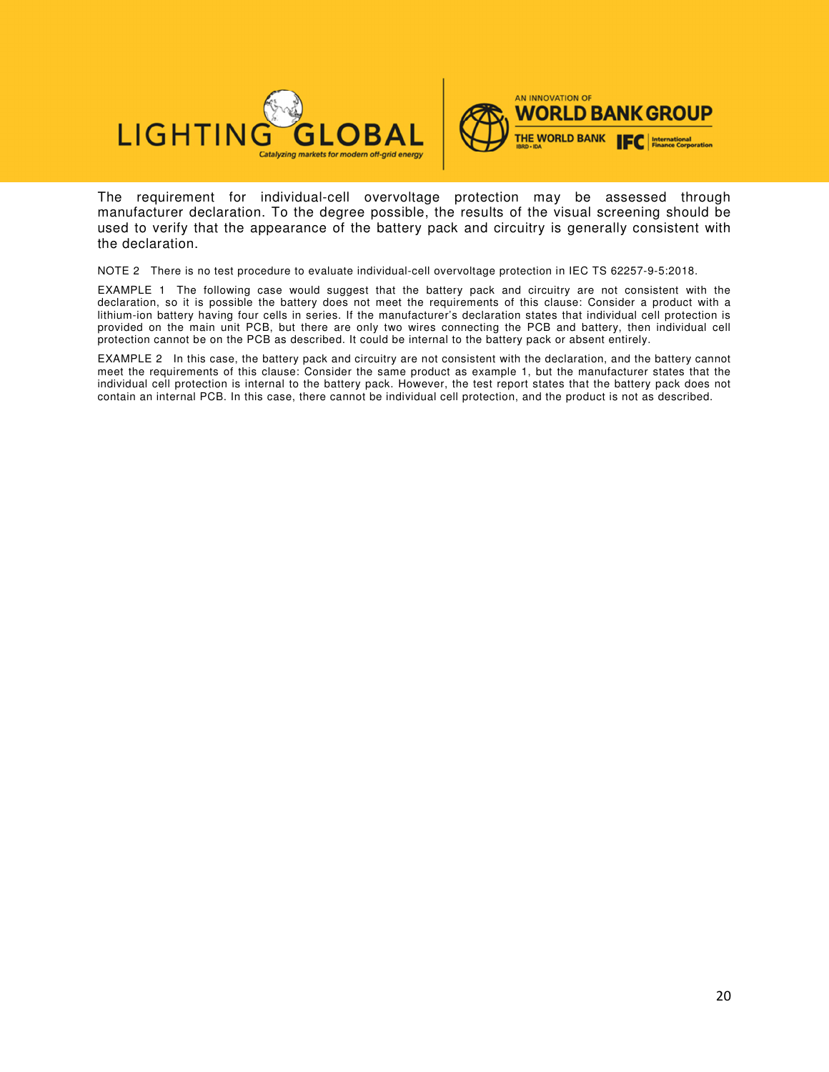The requirement for individual-cell overvoltage protection may be assessed through manufacturer declaration. To the degree possible, the results of the visual screening should be used to verify that the appearance of the battery pack and circuitry is generally consistent with the declaration.

NOTE 2 There is no test procedure to evaluate individual-cell overvoltage protection in IEC TS 62257-9-5:2018.

EXAMPLE 1 The following case would suggest that the battery pack and circuitry are not consistent with the declaration, so it is possible the battery does not meet the requirements of this clause: Consider a product with a lithium-ion battery having four cells in series. If the manufacturer's declaration states that individual cell protection is provided on the main unit PCB, but there are only two wires connecting the PCB and battery, then individual cell protection cannot be on the PCB as described. It could be internal to the battery pack or absent entirely.

EXAMPLE 2 In this case, the battery pack and circuitry are not consistent with the declaration, and the battery cannot meet the requirements of this clause: Consider the same product as example 1, but the manufacturer states that the individual cell protection is internal to the battery pack. However, the test report states that the battery pack does not contain an internal PCB. In this case, there cannot be individual cell protection, and the product is not as described.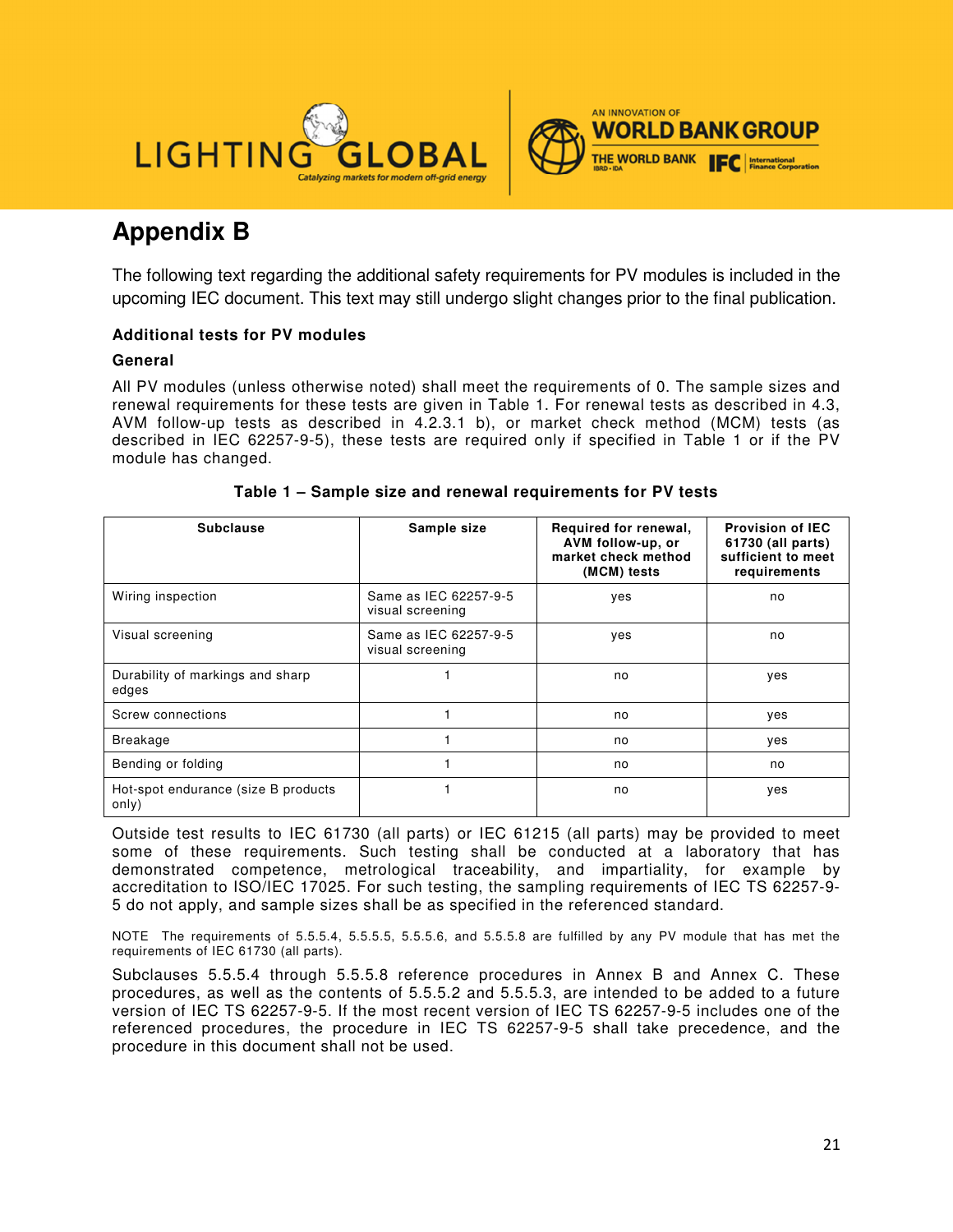# Appendix B

The following text regarding the additional safety requirements for PV modules is included in the upcoming IEC document. This text may still undergo slight changes prior to the final publication.

### Additional tests for PV modules

### General

All PV modules (unless otherwise noted) shall meet the requirements of 0. The sample sizes and renewal requirements for these tests are given in Table 1. For renewal tests as described in 4.3, AVM follow-up tests as described in 4.2.3.1 b), or market check method (MCM) tests (as described in IEC 62257-9-5), these tests are required only if specified in Table 1 or if the PV module has changed.

**Table 1 – Sample size and renewal requirements for PV tests**

| Subclause | Sample size | Required for renewal, AVM follow-up, or market check method (MCM) tests | Provision of IEC 61730 (all parts) sufficient to meet requirements |
|---|---|---|---|
| Wiring inspection | Same as IEC 62257-9-5 visual screening | yes | no |
| Visual screening | Same as IEC 62257-9-5 visual screening | yes | no |
| Durability of markings and sharp edges | 1 | no | yes |
| Screw connections | 1 | no | yes |
| Breakage | 1 | no | yes |
| Bending or folding | 1 | no | no |
| Hot-spot endurance (size B products only) | 1 | no | yes |

Outside test results to IEC 61730 (all parts) or IEC 61215 (all parts) may be provided to meet some of these requirements. Such testing shall be conducted at a laboratory that has demonstrated competence, metrological traceability, and impartiality, for example by accreditation to ISO/IEC 17025. For such testing, the sampling requirements of IEC TS 62257-9-5 do not apply, and sample sizes shall be as specified in the referenced standard.

NOTE The requirements of 5.5.5.4, 5.5.5.5, 5.5.5.6, and 5.5.5.8 are fulfilled by any PV module that has met the requirements of IEC 61730 (all parts).

Subclauses 5.5.5.4 through 5.5.5.8 reference procedures in Annex B and Annex C. These procedures, as well as the contents of 5.5.5.2 and 5.5.5.3, are intended to be added to a future version of IEC TS 62257-9-5. If the most recent version of IEC TS 62257-9-5 includes one of the referenced procedures, the procedure in IEC TS 62257-9-5 shall take precedence, and the procedure in this document shall not be used.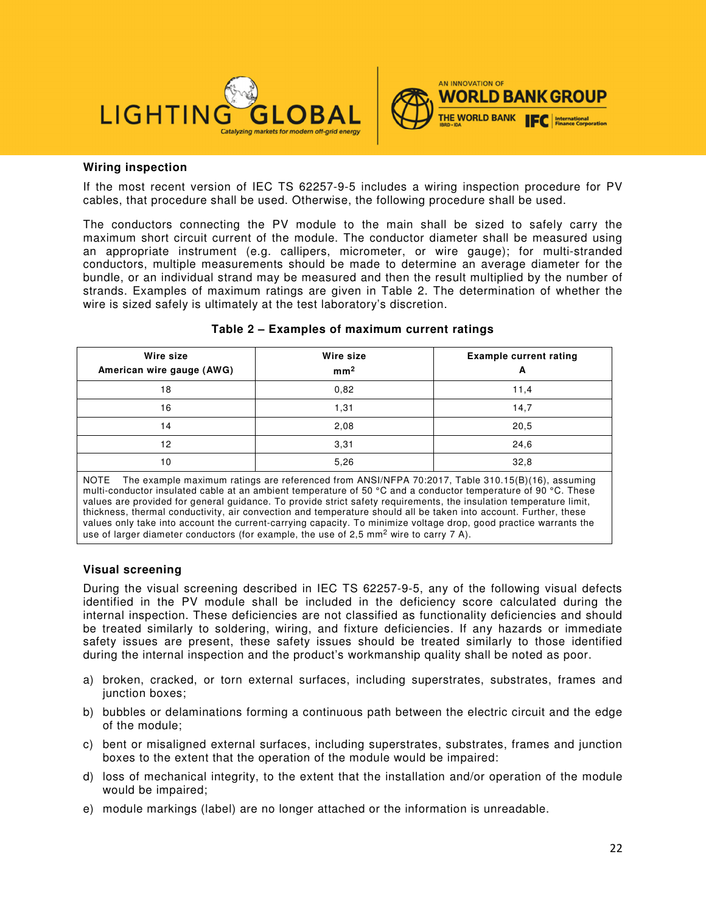### Wiring inspection

If the most recent version of IEC TS 62257-9-5 includes a wiring inspection procedure for PV cables, that procedure shall be used. Otherwise, the following procedure shall be used.

The conductors connecting the PV module to the main shall be sized to safely carry the maximum short circuit current of the module. The conductor diameter shall be measured using an appropriate instrument (e.g. callipers, micrometer, or wire gauge); for multi-stranded conductors, multiple measurements should be made to determine an average diameter for the bundle, or an individual strand may be measured and then the result multiplied by the number of strands. Examples of maximum ratings are given in Table 2. The determination of whether the wire is sized safely is ultimately at the test laboratory's discretion.

**Table 2 – Examples of maximum current ratings**

| Wire size<br>American wire gauge (AWG) | Wire size<br>$mm^2$ | Example current rating<br>A |
|---|---|---|
| 18 | 0,82 | 11,4 |
| 16 | 1,31 | 14,7 |
| 14 | 2,08 | 20,5 |
| 12 | 3,31 | 24,6 |
| 10 | 5,26 | 32,8 |

NOTE The example maximum ratings are referenced from ANSI/NFPA 70:2017, Table 310.15(B)(16), assuming multi-conductor insulated cable at an ambient temperature of 50 °C and a conductor temperature of 90 °C. These values are provided for general guidance. To provide strict safety requirements, the insulation temperature limit, thickness, thermal conductivity, air convection and temperature should all be taken into account. Further, these values only take into account the current-carrying capacity. To minimize voltage drop, good practice warrants the use of larger diameter conductors (for example, the use of 2,5 $mm^2$ wire to carry 7 A).

### Visual screening

During the visual screening described in IEC TS 62257-9-5, any of the following visual defects identified in the PV module shall be included in the deficiency score calculated during the internal inspection. These deficiencies are not classified as functionality deficiencies and should be treated similarly to soldering, wiring, and fixture deficiencies. If any hazards or immediate safety issues are present, these safety issues should be treated similarly to those identified during the internal inspection and the product's workmanship quality shall be noted as poor.

a) broken, cracked, or torn external surfaces, including superstrates, substrates, frames and junction boxes;

b) bubbles or delaminations forming a continuous path between the electric circuit and the edge of the module;

c) bent or misaligned external surfaces, including superstrates, substrates, frames and junction boxes to the extent that the operation of the module would be impaired:

d) loss of mechanical integrity, to the extent that the installation and/or operation of the module would be impaired;

e) module markings (label) are no longer attached or the information is unreadable.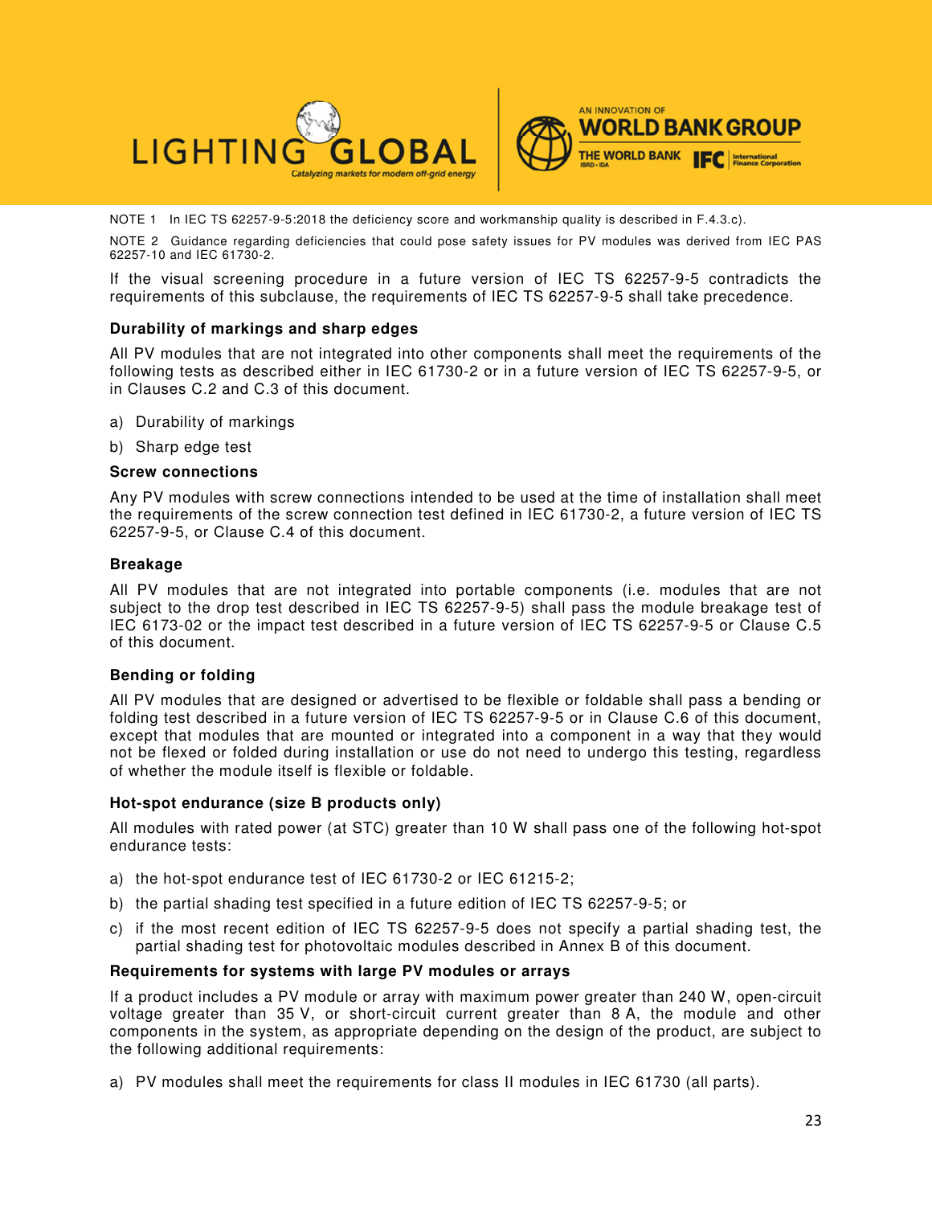NOTE 1 In IEC TS 62257-9-5:2018 the deficiency score and workmanship quality is described in F.4.3.c).

NOTE 2 Guidance regarding deficiencies that could pose safety issues for PV modules was derived from IEC PAS 62257-10 and IEC 61730-2.

If the visual screening procedure in a future version of IEC TS 62257-9-5 contradicts the requirements of this subclause, the requirements of IEC TS 62257-9-5 shall take precedence.

**Durability of markings and sharp edges**

All PV modules that are not integrated into other components shall meet the requirements of the following tests as described either in IEC 61730-2 or in a future version of IEC TS 62257-9-5, or in Clauses C.2 and C.3 of this document.

a) Durability of markings

b) Sharp edge test

**Screw connections**

Any PV modules with screw connections intended to be used at the time of installation shall meet the requirements of the screw connection test defined in IEC 61730-2, a future version of IEC TS 62257-9-5, or Clause C.4 of this document.

**Breakage**

All PV modules that are not integrated into portable components (i.e. modules that are not subject to the drop test described in IEC TS 62257-9-5) shall pass the module breakage test of IEC 6173-02 or the impact test described in a future version of IEC TS 62257-9-5 or Clause C.5 of this document.

**Bending or folding**

All PV modules that are designed or advertised to be flexible or foldable shall pass a bending or folding test described in a future version of IEC TS 62257-9-5 or in Clause C.6 of this document, except that modules that are mounted or integrated into a component in a way that they would not be flexed or folded during installation or use do not need to undergo this testing, regardless of whether the module itself is flexible or foldable.

**Hot-spot endurance (size B products only)**

All modules with rated power (at STC) greater than 10 W shall pass one of the following hot-spot endurance tests:

a) the hot-spot endurance test of IEC 61730-2 or IEC 61215-2;

b) the partial shading test specified in a future edition of IEC TS 62257-9-5; or

c) if the most recent edition of IEC TS 62257-9-5 does not specify a partial shading test, the partial shading test for photovoltaic modules described in Annex B of this document.

**Requirements for systems with large PV modules or arrays**

If a product includes a PV module or array with maximum power greater than 240 W, open-circuit voltage greater than 35 V, or short-circuit current greater than 8 A, the module and other components in the system, as appropriate depending on the design of the product, are subject to the following additional requirements:

a) PV modules shall meet the requirements for class II modules in IEC 61730 (all parts).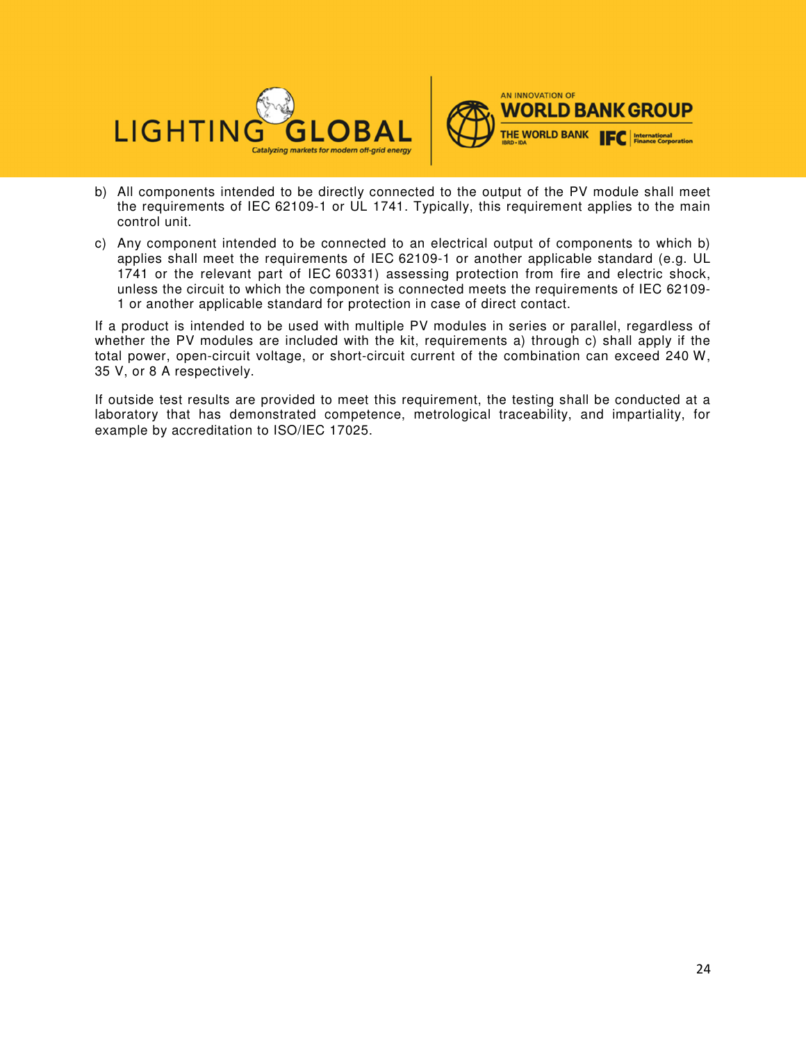b) All components intended to be directly connected to the output of the PV module shall meet the requirements of IEC 62109-1 or UL 1741. Typically, this requirement applies to the main control unit.

c) Any component intended to be connected to an electrical output of components to which b) applies shall meet the requirements of IEC 62109-1 or another applicable standard (e.g. UL 1741 or the relevant part of IEC 60331) assessing protection from fire and electric shock, unless the circuit to which the component is connected meets the requirements of IEC 62109-1 or another applicable standard for protection in case of direct contact.

If a product is intended to be used with multiple PV modules in series or parallel, regardless of whether the PV modules are included with the kit, requirements a) through c) shall apply if the total power, open-circuit voltage, or short-circuit current of the combination can exceed 240 W, 35 V, or 8 A respectively.

If outside test results are provided to meet this requirement, the testing shall be conducted at a laboratory that has demonstrated competence, metrological traceability, and impartiality, for example by accreditation to ISO/IEC 17025.